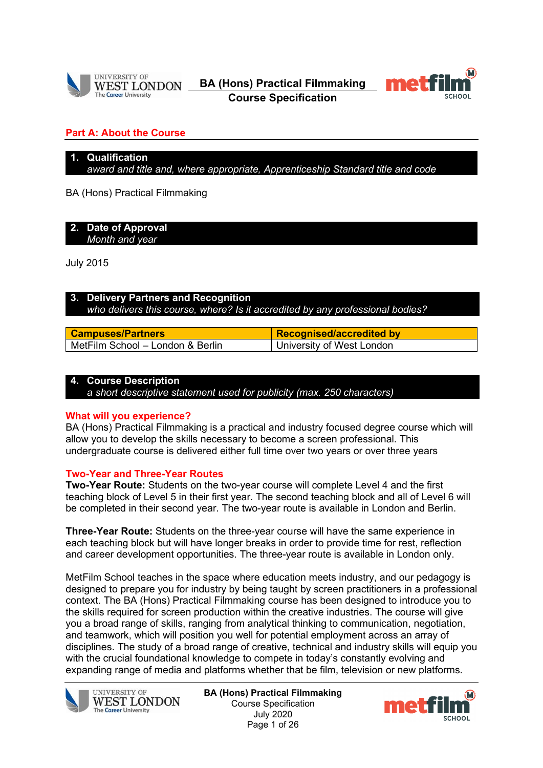# BA (Hons) Practical Filmmaking Course Specification

## Part A: About the Course

### 1. Qualification
*award and title and, where appropriate, Apprenticeship Standard title and code*

BA (Hons) Practical Filmmaking

### 2. Date of Approval
*Month and year*

July 2015

### 3. Delivery Partners and Recognition
*who delivers this course, where? Is it accredited by any professional bodies?*

| Campuses/Partners | Recognised/accredited by |
|---|---|
| MetFilm School – London & Berlin | University of West London |

### 4. Course Description
*a short descriptive statement used for publicity (max. 250 characters)*

**What will you experience?**
BA (Hons) Practical Filmmaking is a practical and industry focused degree course which will allow you to develop the skills necessary to become a screen professional. This undergraduate course is delivered either full time over two years or over three years

**Two-Year and Three-Year Routes**
**Two-Year Route:** Students on the two-year course will complete Level 4 and the first teaching block of Level 5 in their first year. The second teaching block and all of Level 6 will be completed in their second year. The two-year route is available in London and Berlin.

**Three-Year Route:** Students on the three-year course will have the same experience in each teaching block but will have longer breaks in order to provide time for rest, reflection and career development opportunities. The three-year route is available in London only.

MetFilm School teaches in the space where education meets industry, and our pedagogy is designed to prepare you for industry by being taught by screen practitioners in a professional context. The BA (Hons) Practical Filmmaking course has been designed to introduce you to the skills required for screen production within the creative industries. The course will give you a broad range of skills, ranging from analytical thinking to communication, negotiation, and teamwork, which will position you well for potential employment across an array of disciplines. The study of a broad range of creative, technical and industry skills will equip you with the crucial foundational knowledge to compete in today's constantly evolving and expanding range of media and platforms whether that be film, television or new platforms.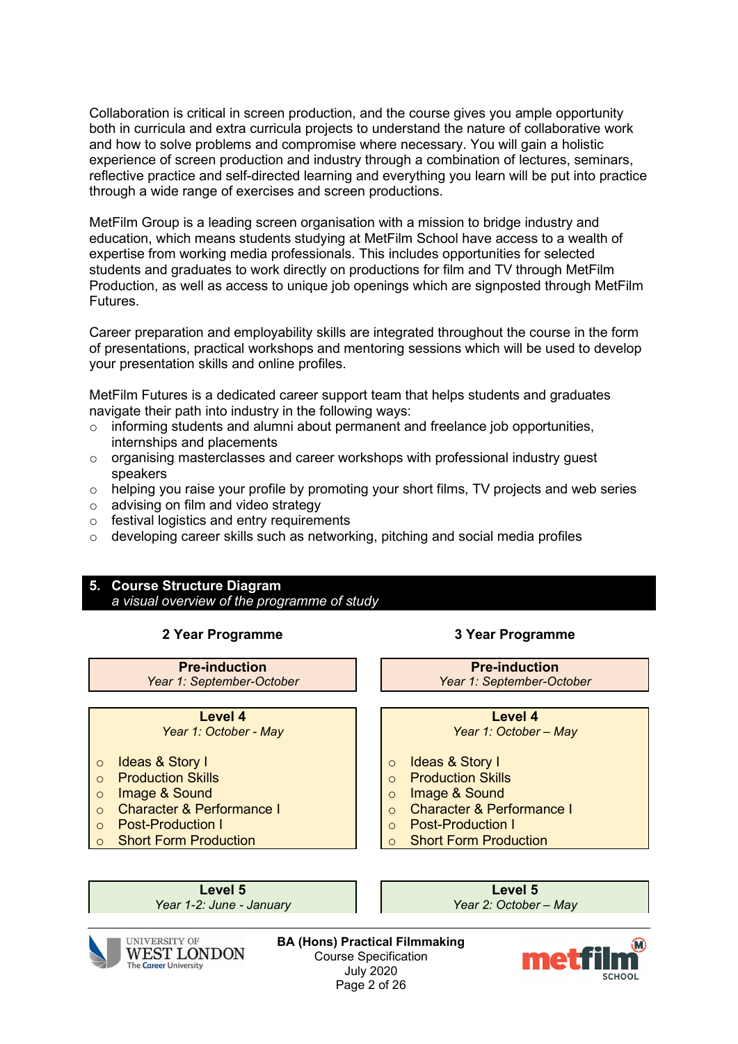Collaboration is critical in screen production, and the course gives you ample opportunity both in curricula and extra curricula projects to understand the nature of collaborative work and how to solve problems and compromise where necessary. You will gain a holistic experience of screen production and industry through a combination of lectures, seminars, reflective practice and self-directed learning and everything you learn will be put into practice through a wide range of exercises and screen productions.

MetFilm Group is a leading screen organisation with a mission to bridge industry and education, which means students studying at MetFilm School have access to a wealth of expertise from working media professionals. This includes opportunities for selected students and graduates to work directly on productions for film and TV through MetFilm Production, as well as access to unique job openings which are signposted through MetFilm Futures.

Career preparation and employability skills are integrated throughout the course in the form of presentations, practical workshops and mentoring sessions which will be used to develop your presentation skills and online profiles.

MetFilm Futures is a dedicated career support team that helps students and graduates navigate their path into industry in the following ways:

- informing students and alumni about permanent and freelance job opportunities, internships and placements
- organising masterclasses and career workshops with professional industry guest speakers
- helping you raise your profile by promoting your short films, TV projects and web series
- advising on film and video strategy
- festival logistics and entry requirements
- developing career skills such as networking, pitching and social media profiles

## 5. Course Structure Diagram

*a visual overview of the programme of study*

| 2 Year Programme | 3 Year Programme |
|---|---|
| **Pre-induction**<br>*Year 1: September-October* | **Pre-induction**<br>*Year 1: September-October* |
| **Level 4**<br>*Year 1: October - May*<br>○ Ideas & Story I<br>○ Production Skills<br>○ Image & Sound<br>○ Character & Performance I<br>○ Post-Production I<br>○ Short Form Production | **Level 4**<br>*Year 1: October – May*<br>○ Ideas & Story I<br>○ Production Skills<br>○ Image & Sound<br>○ Character & Performance I<br>○ Post-Production I<br>○ Short Form Production |
| **Level 5**<br>*Year 1-2: June - January* | **Level 5**<br>*Year 2: October – May* |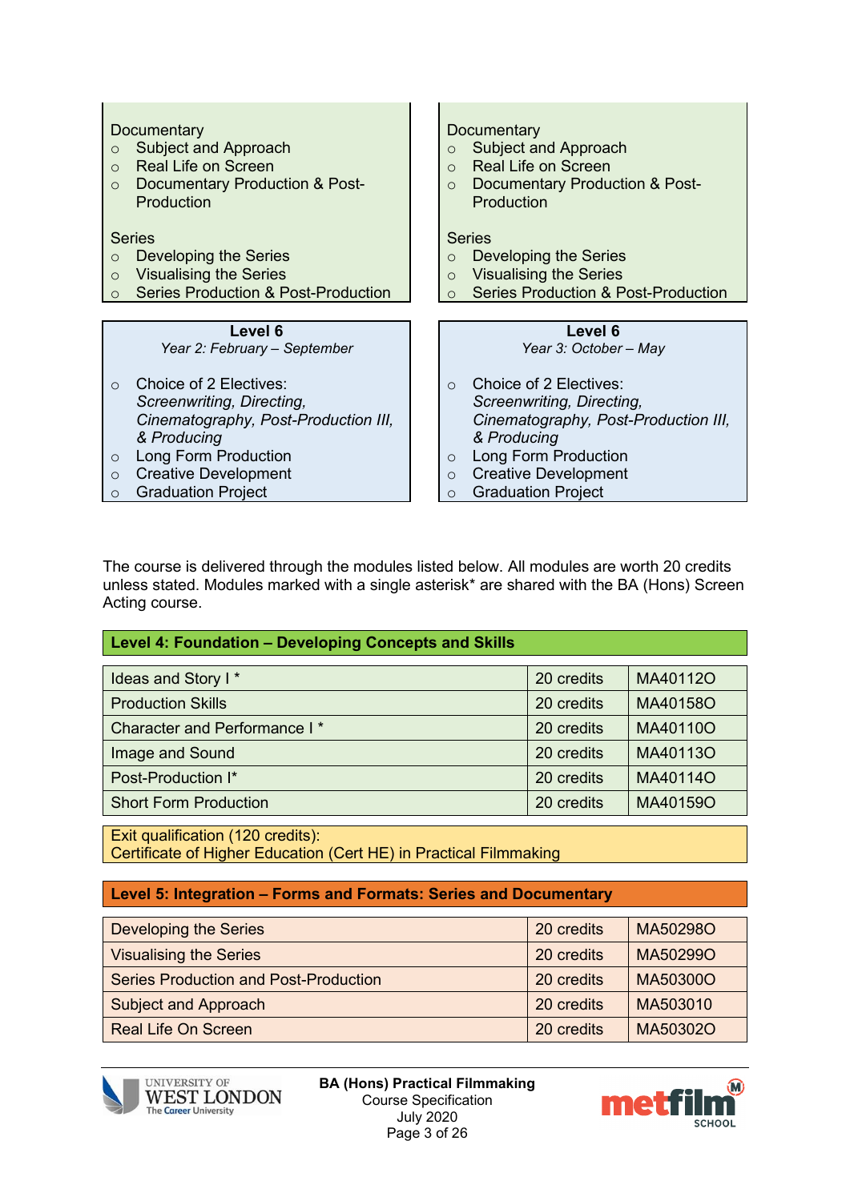| | |
|---|---|
| Documentary<br>- Subject and Approach<br>- Real Life on Screen<br>- Documentary Production & Post-Production<br><br>Series<br>- Developing the Series<br>- Visualising the Series<br>- Series Production & Post-Production | Documentary<br>- Subject and Approach<br>- Real Life on Screen<br>- Documentary Production & Post-Production<br><br>Series<br>- Developing the Series<br>- Visualising the Series<br>- Series Production & Post-Production |

| **Level 6**<br>*Year 2: February – September* | **Level 6**<br>*Year 3: October – May* |
|---|---|
| - Choice of 2 Electives: *Screenwriting, Directing, Cinematography, Post-Production III, & Producing*<br>- Long Form Production<br>- Creative Development<br>- Graduation Project | - Choice of 2 Electives: *Screenwriting, Directing, Cinematography, Post-Production III, & Producing*<br>- Long Form Production<br>- Creative Development<br>- Graduation Project |

The course is delivered through the modules listed below. All modules are worth 20 credits unless stated. Modules marked with a single asterisk* are shared with the BA (Hons) Screen Acting course.

**Level 4: Foundation – Developing Concepts and Skills**

| Module | Credits | Code |
|---|---|---|
| Ideas and Story I * | 20 credits | MA40112O |
| Production Skills | 20 credits | MA40158O |
| Character and Performance I * | 20 credits | MA40110O |
| Image and Sound | 20 credits | MA40113O |
| Post-Production I* | 20 credits | MA40114O |
| Short Form Production | 20 credits | MA40159O |

Exit qualification (120 credits):
Certificate of Higher Education (Cert HE) in Practical Filmmaking

**Level 5: Integration – Forms and Formats: Series and Documentary**

| Module | Credits | Code |
|---|---|---|
| Developing the Series | 20 credits | MA50298O |
| Visualising the Series | 20 credits | MA50299O |
| Series Production and Post-Production | 20 credits | MA50300O |
| Subject and Approach | 20 credits | MA503010 |
| Real Life On Screen | 20 credits | MA50302O |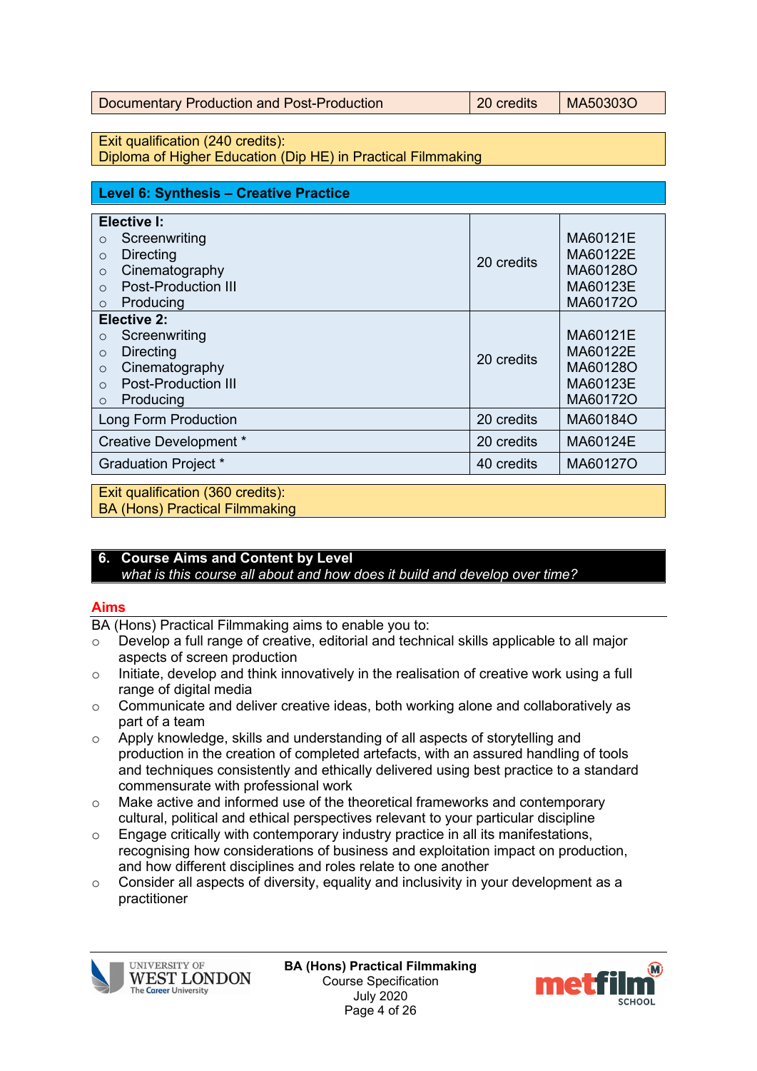| Documentary Production and Post-Production | 20 credits | MA50303O |
|---|---|---|

Exit qualification (240 credits):
Diploma of Higher Education (Dip HE) in Practical Filmmaking

**Level 6: Synthesis – Creative Practice**

| Module | Credits | Code |
|---|---|---|
| **Elective I:**<br>○ Screenwriting<br>○ Directing<br>○ Cinematography<br>○ Post-Production III<br>○ Producing | 20 credits | MA60121E<br>MA60122E<br>MA60128O<br>MA60123E<br>MA60172O |
| **Elective 2:**<br>○ Screenwriting<br>○ Directing<br>○ Cinematography<br>○ Post-Production III<br>○ Producing | 20 credits | MA60121E<br>MA60122E<br>MA60128O<br>MA60123E<br>MA60172O |
| Long Form Production | 20 credits | MA60184O |
| Creative Development * | 20 credits | MA60124E |
| Graduation Project * | 40 credits | MA60127O |

Exit qualification (360 credits):
BA (Hons) Practical Filmmaking

## 6. Course Aims and Content by Level

*what is this course all about and how does it build and develop over time?*

### Aims

BA (Hons) Practical Filmmaking aims to enable you to:

- Develop a full range of creative, editorial and technical skills applicable to all major aspects of screen production
- Initiate, develop and think innovatively in the realisation of creative work using a full range of digital media
- Communicate and deliver creative ideas, both working alone and collaboratively as part of a team
- Apply knowledge, skills and understanding of all aspects of storytelling and production in the creation of completed artefacts, with an assured handling of tools and techniques consistently and ethically delivered using best practice to a standard commensurate with professional work
- Make active and informed use of the theoretical frameworks and contemporary cultural, political and ethical perspectives relevant to your particular discipline
- Engage critically with contemporary industry practice in all its manifestations, recognising how considerations of business and exploitation impact on production, and how different disciplines and roles relate to one another
- Consider all aspects of diversity, equality and inclusivity in your development as a practitioner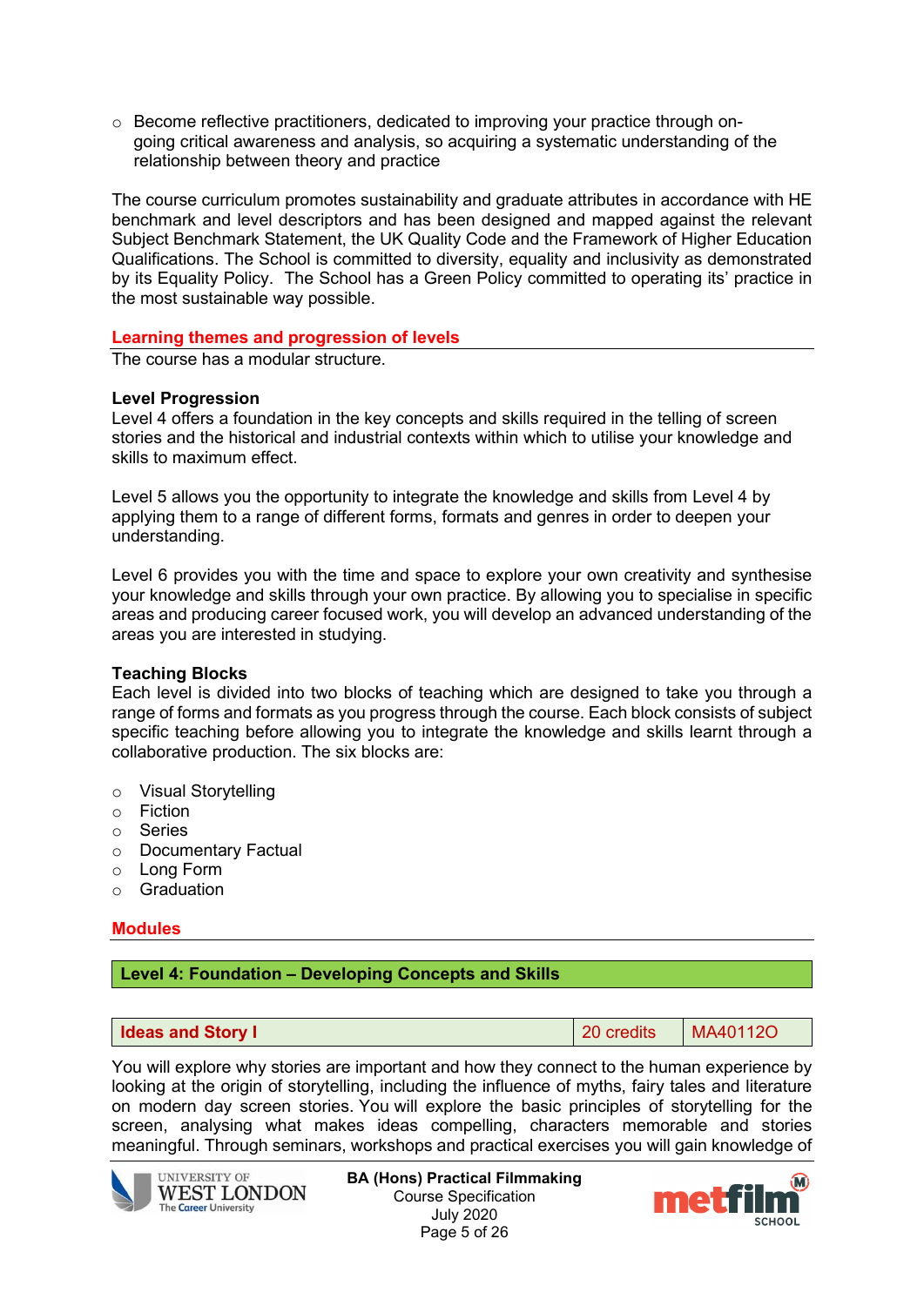- Become reflective practitioners, dedicated to improving your practice through on-going critical awareness and analysis, so acquiring a systematic understanding of the relationship between theory and practice

The course curriculum promotes sustainability and graduate attributes in accordance with HE benchmark and level descriptors and has been designed and mapped against the relevant Subject Benchmark Statement, the UK Quality Code and the Framework of Higher Education Qualifications. The School is committed to diversity, equality and inclusivity as demonstrated by its Equality Policy. The School has a Green Policy committed to operating its' practice in the most sustainable way possible.

## Learning themes and progression of levels

The course has a modular structure.

**Level Progression**

Level 4 offers a foundation in the key concepts and skills required in the telling of screen stories and the historical and industrial contexts within which to utilise your knowledge and skills to maximum effect.

Level 5 allows you the opportunity to integrate the knowledge and skills from Level 4 by applying them to a range of different forms, formats and genres in order to deepen your understanding.

Level 6 provides you with the time and space to explore your own creativity and synthesise your knowledge and skills through your own practice. By allowing you to specialise in specific areas and producing career focused work, you will develop an advanced understanding of the areas you are interested in studying.

**Teaching Blocks**

Each level is divided into two blocks of teaching which are designed to take you through a range of forms and formats as you progress through the course. Each block consists of subject specific teaching before allowing you to integrate the knowledge and skills learnt through a collaborative production. The six blocks are:

- Visual Storytelling
- Fiction
- Series
- Documentary Factual
- Long Form
- Graduation

## Modules

### Level 4: Foundation – Developing Concepts and Skills

| Ideas and Story I | 20 credits | MA40112O |
|---|---|---|

You will explore why stories are important and how they connect to the human experience by looking at the origin of storytelling, including the influence of myths, fairy tales and literature on modern day screen stories. You will explore the basic principles of storytelling for the screen, analysing what makes ideas compelling, characters memorable and stories meaningful. Through seminars, workshops and practical exercises you will gain knowledge of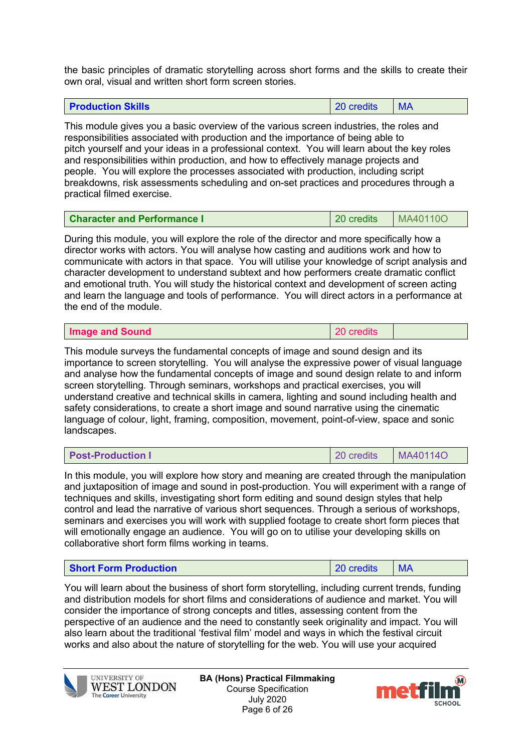the basic principles of dramatic storytelling across short forms and the skills to create their own oral, visual and written short form screen stories.

| Production Skills | 20 credits | MA |
|---|---|---|

This module gives you a basic overview of the various screen industries, the roles and responsibilities associated with production and the importance of being able to pitch yourself and your ideas in a professional context. You will learn about the key roles and responsibilities within production, and how to effectively manage projects and people. You will explore the processes associated with production, including script breakdowns, risk assessments scheduling and on-set practices and procedures through a practical filmed exercise.

| Character and Performance I | 20 credits | MA40110O |
|---|---|---|

During this module, you will explore the role of the director and more specifically how a director works with actors. You will analyse how casting and auditions work and how to communicate with actors in that space. You will utilise your knowledge of script analysis and character development to understand subtext and how performers create dramatic conflict and emotional truth. You will study the historical context and development of screen acting and learn the language and tools of performance. You will direct actors in a performance at the end of the module.

| Image and Sound | 20 credits | |
|---|---|---|

This module surveys the fundamental concepts of image and sound design and its importance to screen storytelling. You will analyse the expressive power of visual language and analyse how the fundamental concepts of image and sound design relate to and inform screen storytelling. Through seminars, workshops and practical exercises, you will understand creative and technical skills in camera, lighting and sound including health and safety considerations, to create a short image and sound narrative using the cinematic language of colour, light, framing, composition, movement, point-of-view, space and sonic landscapes.

| Post-Production I | 20 credits | MA40114O |
|---|---|---|

In this module, you will explore how story and meaning are created through the manipulation and juxtaposition of image and sound in post-production. You will experiment with a range of techniques and skills, investigating short form editing and sound design styles that help control and lead the narrative of various short sequences. Through a serious of workshops, seminars and exercises you will work with supplied footage to create short form pieces that will emotionally engage an audience. You will go on to utilise your developing skills on collaborative short form films working in teams.

| Short Form Production | 20 credits | MA |
|---|---|---|

You will learn about the business of short form storytelling, including current trends, funding and distribution models for short films and considerations of audience and market. You will consider the importance of strong concepts and titles, assessing content from the perspective of an audience and the need to constantly seek originality and impact. You will also learn about the traditional 'festival film' model and ways in which the festival circuit works and also about the nature of storytelling for the web. You will use your acquired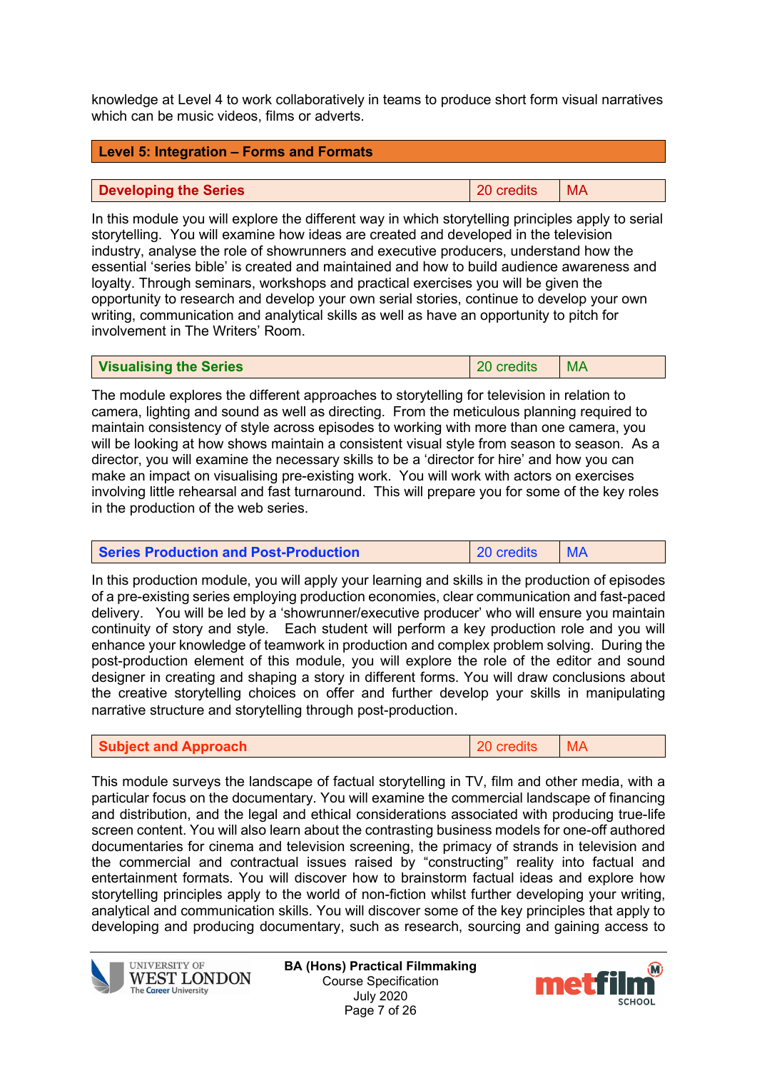knowledge at Level 4 to work collaboratively in teams to produce short form visual narratives which can be music videos, films or adverts.

## Level 5: Integration – Forms and Formats

| Developing the Series | 20 credits | MA |
|---|---|---|

In this module you will explore the different way in which storytelling principles apply to serial storytelling. You will examine how ideas are created and developed in the television industry, analyse the role of showrunners and executive producers, understand how the essential 'series bible' is created and maintained and how to build audience awareness and loyalty. Through seminars, workshops and practical exercises you will be given the opportunity to research and develop your own serial stories, continue to develop your own writing, communication and analytical skills as well as have an opportunity to pitch for involvement in The Writers' Room.

| Visualising the Series | 20 credits | MA |
|---|---|---|

The module explores the different approaches to storytelling for television in relation to camera, lighting and sound as well as directing. From the meticulous planning required to maintain consistency of style across episodes to working with more than one camera, you will be looking at how shows maintain a consistent visual style from season to season. As a director, you will examine the necessary skills to be a 'director for hire' and how you can make an impact on visualising pre-existing work. You will work with actors on exercises involving little rehearsal and fast turnaround. This will prepare you for some of the key roles in the production of the web series.

| Series Production and Post-Production | 20 credits | MA |
|---|---|---|

In this production module, you will apply your learning and skills in the production of episodes of a pre-existing series employing production economies, clear communication and fast-paced delivery. You will be led by a 'showrunner/executive producer' who will ensure you maintain continuity of story and style. Each student will perform a key production role and you will enhance your knowledge of teamwork in production and complex problem solving. During the post-production element of this module, you will explore the role of the editor and sound designer in creating and shaping a story in different forms. You will draw conclusions about the creative storytelling choices on offer and further develop your skills in manipulating narrative structure and storytelling through post-production.

| Subject and Approach | 20 credits | MA |
|---|---|---|

This module surveys the landscape of factual storytelling in TV, film and other media, with a particular focus on the documentary. You will examine the commercial landscape of financing and distribution, and the legal and ethical considerations associated with producing true-life screen content. You will also learn about the contrasting business models for one-off authored documentaries for cinema and television screening, the primacy of strands in television and the commercial and contractual issues raised by "constructing" reality into factual and entertainment formats. You will discover how to brainstorm factual ideas and explore how storytelling principles apply to the world of non-fiction whilst further developing your writing, analytical and communication skills. You will discover some of the key principles that apply to developing and producing documentary, such as research, sourcing and gaining access to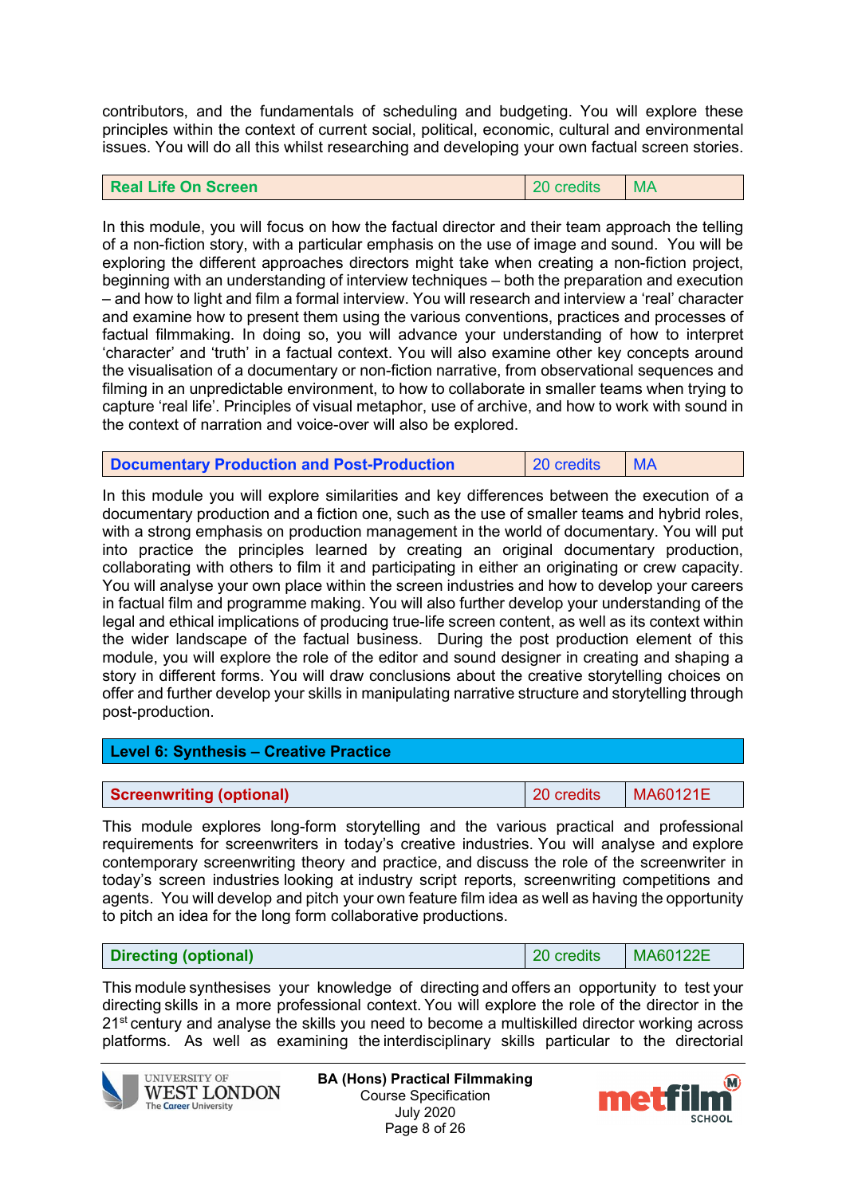contributors, and the fundamentals of scheduling and budgeting. You will explore these principles within the context of current social, political, economic, cultural and environmental issues. You will do all this whilst researching and developing your own factual screen stories.

| **Real Life On Screen** | 20 credits | MA |
|---|---|---|

In this module, you will focus on how the factual director and their team approach the telling of a non-fiction story, with a particular emphasis on the use of image and sound. You will be exploring the different approaches directors might take when creating a non-fiction project, beginning with an understanding of interview techniques – both the preparation and execution – and how to light and film a formal interview. You will research and interview a 'real' character and examine how to present them using the various conventions, practices and processes of factual filmmaking. In doing so, you will advance your understanding of how to interpret 'character' and 'truth' in a factual context. You will also examine other key concepts around the visualisation of a documentary or non-fiction narrative, from observational sequences and filming in an unpredictable environment, to how to collaborate in smaller teams when trying to capture 'real life'. Principles of visual metaphor, use of archive, and how to work with sound in the context of narration and voice-over will also be explored.

| **Documentary Production and Post-Production** | 20 credits | MA |
|---|---|---|

In this module you will explore similarities and key differences between the execution of a documentary production and a fiction one, such as the use of smaller teams and hybrid roles, with a strong emphasis on production management in the world of documentary. You will put into practice the principles learned by creating an original documentary production, collaborating with others to film it and participating in either an originating or crew capacity. You will analyse your own place within the screen industries and how to develop your careers in factual film and programme making. You will also further develop your understanding of the legal and ethical implications of producing true-life screen content, as well as its context within the wider landscape of the factual business. During the post production element of this module, you will explore the role of the editor and sound designer in creating and shaping a story in different forms. You will draw conclusions about the creative storytelling choices on offer and further develop your skills in manipulating narrative structure and storytelling through post-production.

## Level 6: Synthesis – Creative Practice

| **Screenwriting (optional)** | 20 credits | MA60121E |
|---|---|---|

This module explores long-form storytelling and the various practical and professional requirements for screenwriters in today's creative industries. You will analyse and explore contemporary screenwriting theory and practice, and discuss the role of the screenwriter in today's screen industries looking at industry script reports, screenwriting competitions and agents. You will develop and pitch your own feature film idea as well as having the opportunity to pitch an idea for the long form collaborative productions.

| **Directing (optional)** | 20 credits | MA60122E |
|---|---|---|

This module synthesises your knowledge of directing and offers an opportunity to test your directing skills in a more professional context. You will explore the role of the director in the 21st century and analyse the skills you need to become a multiskilled director working across platforms. As well as examining the interdisciplinary skills particular to the directorial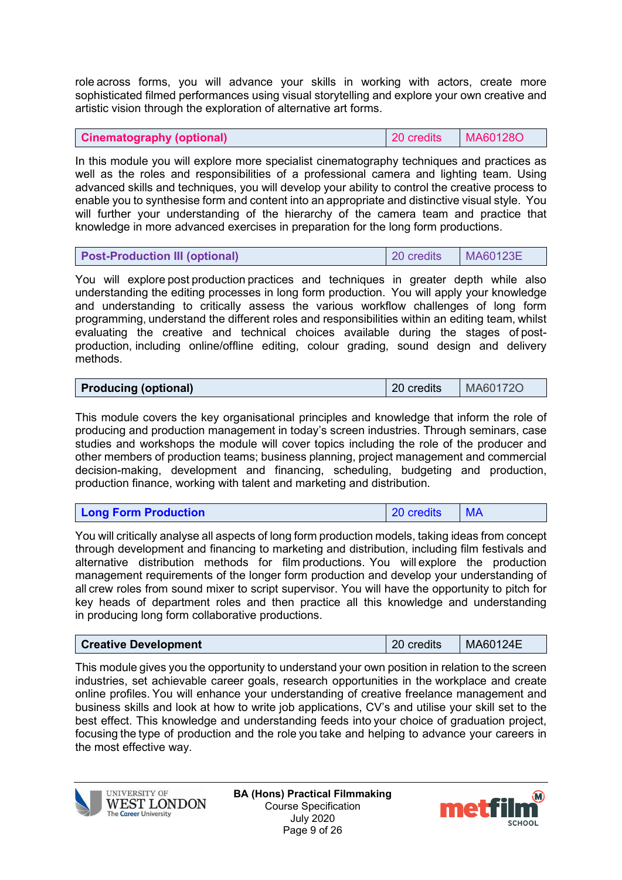role across forms, you will advance your skills in working with actors, create more sophisticated filmed performances using visual storytelling and explore your own creative and artistic vision through the exploration of alternative art forms.

| **Cinematography (optional)** | 20 credits | MA60128O |
|---|---|---|

In this module you will explore more specialist cinematography techniques and practices as well as the roles and responsibilities of a professional camera and lighting team. Using advanced skills and techniques, you will develop your ability to control the creative process to enable you to synthesise form and content into an appropriate and distinctive visual style. You will further your understanding of the hierarchy of the camera team and practice that knowledge in more advanced exercises in preparation for the long form productions.

| **Post-Production III (optional)** | 20 credits | MA60123E |
|---|---|---|

You will explore post production practices and techniques in greater depth while also understanding the editing processes in long form production. You will apply your knowledge and understanding to critically assess the various workflow challenges of long form programming, understand the different roles and responsibilities within an editing team, whilst evaluating the creative and technical choices available during the stages of post-production, including online/offline editing, colour grading, sound design and delivery methods.

| **Producing (optional)** | 20 credits | MA60172O |
|---|---|---|

This module covers the key organisational principles and knowledge that inform the role of producing and production management in today's screen industries. Through seminars, case studies and workshops the module will cover topics including the role of the producer and other members of production teams; business planning, project management and commercial decision-making, development and financing, scheduling, budgeting and production, production finance, working with talent and marketing and distribution.

| **Long Form Production** | 20 credits | MA |
|---|---|---|

You will critically analyse all aspects of long form production models, taking ideas from concept through development and financing to marketing and distribution, including film festivals and alternative distribution methods for film productions. You will explore the production management requirements of the longer form production and develop your understanding of all crew roles from sound mixer to script supervisor. You will have the opportunity to pitch for key heads of department roles and then practice all this knowledge and understanding in producing long form collaborative productions.

| **Creative Development** | 20 credits | MA60124E |
|---|---|---|

This module gives you the opportunity to understand your own position in relation to the screen industries, set achievable career goals, research opportunities in the workplace and create online profiles. You will enhance your understanding of creative freelance management and business skills and look at how to write job applications, CV's and utilise your skill set to the best effect. This knowledge and understanding feeds into your choice of graduation project, focusing the type of production and the role you take and helping to advance your careers in the most effective way.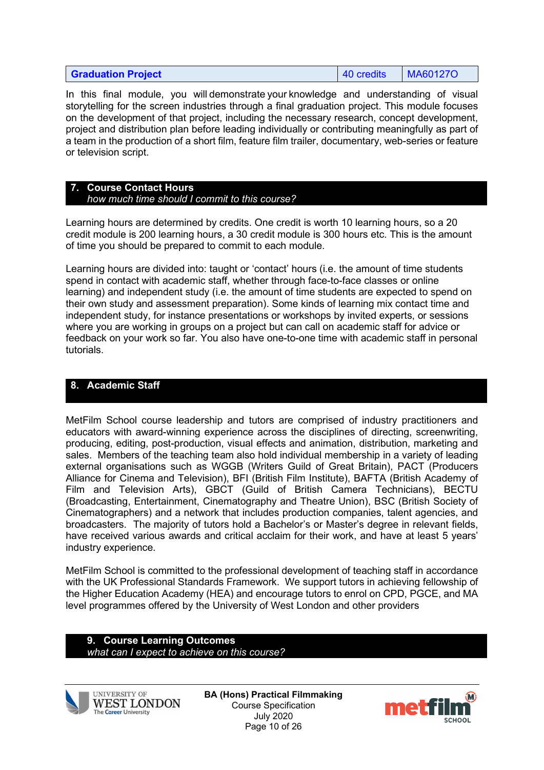| Graduation Project | 40 credits | MA60127O |
|---|---|---|

In this final module, you will demonstrate your knowledge and understanding of visual storytelling for the screen industries through a final graduation project. This module focuses on the development of that project, including the necessary research, concept development, project and distribution plan before leading individually or contributing meaningfully as part of a team in the production of a short film, feature film trailer, documentary, web-series or feature or television script.

## 7. Course Contact Hours

*how much time should I commit to this course?*

Learning hours are determined by credits. One credit is worth 10 learning hours, so a 20 credit module is 200 learning hours, a 30 credit module is 300 hours etc. This is the amount of time you should be prepared to commit to each module.

Learning hours are divided into: taught or 'contact' hours (i.e. the amount of time students spend in contact with academic staff, whether through face-to-face classes or online learning) and independent study (i.e. the amount of time students are expected to spend on their own study and assessment preparation). Some kinds of learning mix contact time and independent study, for instance presentations or workshops by invited experts, or sessions where you are working in groups on a project but can call on academic staff for advice or feedback on your work so far. You also have one-to-one time with academic staff in personal tutorials.

## 8. Academic Staff

MetFilm School course leadership and tutors are comprised of industry practitioners and educators with award-winning experience across the disciplines of directing, screenwriting, producing, editing, post-production, visual effects and animation, distribution, marketing and sales. Members of the teaching team also hold individual membership in a variety of leading external organisations such as WGGB (Writers Guild of Great Britain), PACT (Producers Alliance for Cinema and Television), BFI (British Film Institute), BAFTA (British Academy of Film and Television Arts), GBCT (Guild of British Camera Technicians), BECTU (Broadcasting, Entertainment, Cinematography and Theatre Union), BSC (British Society of Cinematographers) and a network that includes production companies, talent agencies, and broadcasters. The majority of tutors hold a Bachelor's or Master's degree in relevant fields, have received various awards and critical acclaim for their work, and have at least 5 years' industry experience.

MetFilm School is committed to the professional development of teaching staff in accordance with the UK Professional Standards Framework. We support tutors in achieving fellowship of the Higher Education Academy (HEA) and encourage tutors to enrol on CPD, PGCE, and MA level programmes offered by the University of West London and other providers

## 9. Course Learning Outcomes

*what can I expect to achieve on this course?*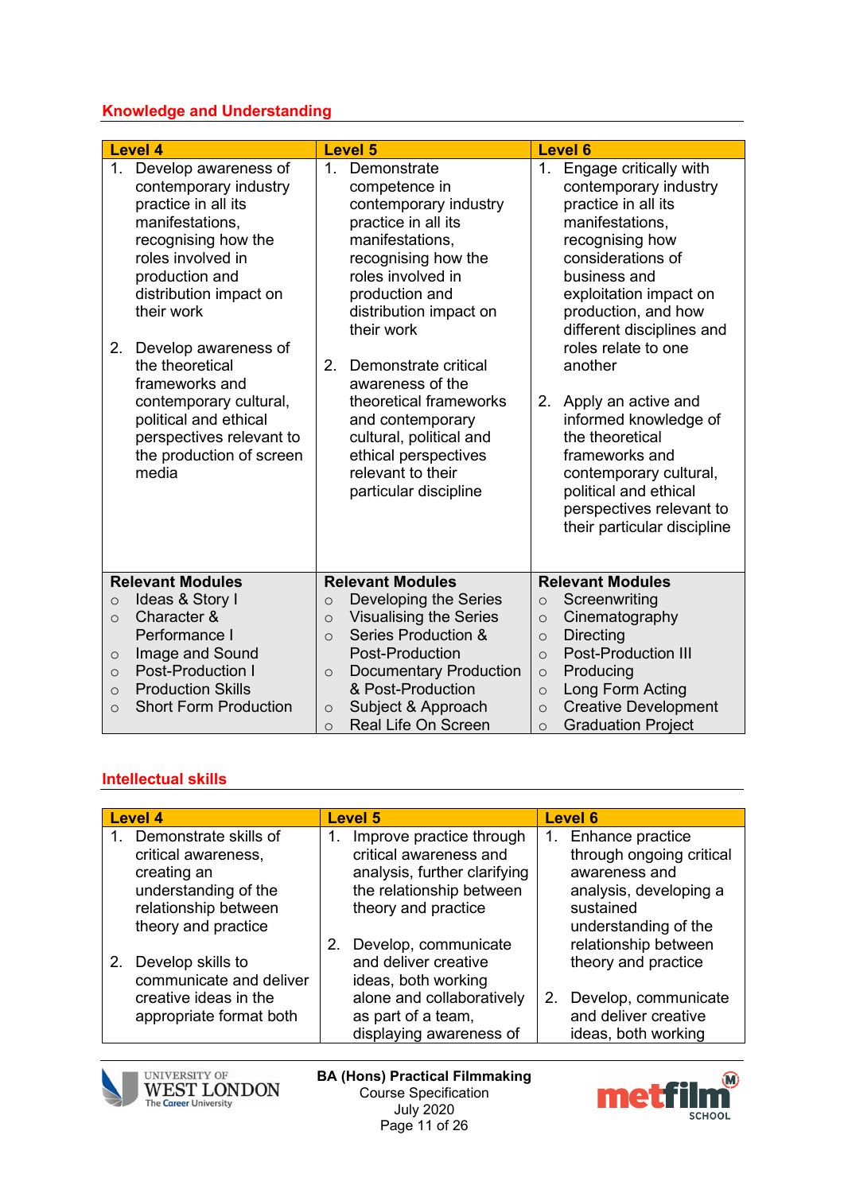## Knowledge and Understanding

| Level 4 | Level 5 | Level 6 |
|---|---|---|
| 1. Develop awareness of contemporary industry practice in all its manifestations, recognising how the roles involved in production and distribution impact on their work<br><br>2. Develop awareness of the theoretical frameworks and contemporary cultural, political and ethical perspectives relevant to the production of screen media | 1. Demonstrate competence in contemporary industry practice in all its manifestations, recognising how the roles involved in production and distribution impact on their work<br><br>2. Demonstrate critical awareness of the theoretical frameworks and contemporary cultural, political and ethical perspectives relevant to their particular discipline | 1. Engage critically with contemporary industry practice in all its manifestations, recognising how considerations of business and exploitation impact on production, and how different disciplines and roles relate to one another<br><br>2. Apply an active and informed knowledge of the theoretical frameworks and contemporary cultural, political and ethical perspectives relevant to their particular discipline |
| **Relevant Modules**<br>○ Ideas & Story I<br>○ Character & Performance I<br>○ Image and Sound<br>○ Post-Production I<br>○ Production Skills<br>○ Short Form Production | **Relevant Modules**<br>○ Developing the Series<br>○ Visualising the Series<br>○ Series Production & Post-Production<br>○ Documentary Production & Post-Production<br>○ Subject & Approach<br>○ Real Life On Screen | **Relevant Modules**<br>○ Screenwriting<br>○ Cinematography<br>○ Directing<br>○ Post-Production III<br>○ Producing<br>○ Long Form Acting<br>○ Creative Development<br>○ Graduation Project |

## Intellectual skills

| Level 4 | Level 5 | Level 6 |
|---|---|---|
| 1. Demonstrate skills of critical awareness, creating an understanding of the relationship between theory and practice<br><br>2. Develop skills to communicate and deliver creative ideas in the appropriate format both | 1. Improve practice through critical awareness and analysis, further clarifying the relationship between theory and practice<br><br>2. Develop, communicate and deliver creative ideas, both working alone and collaboratively as part of a team, displaying awareness of | 1. Enhance practice through ongoing critical awareness and analysis, developing a sustained understanding of the relationship between theory and practice<br><br>2. Develop, communicate and deliver creative ideas, both working |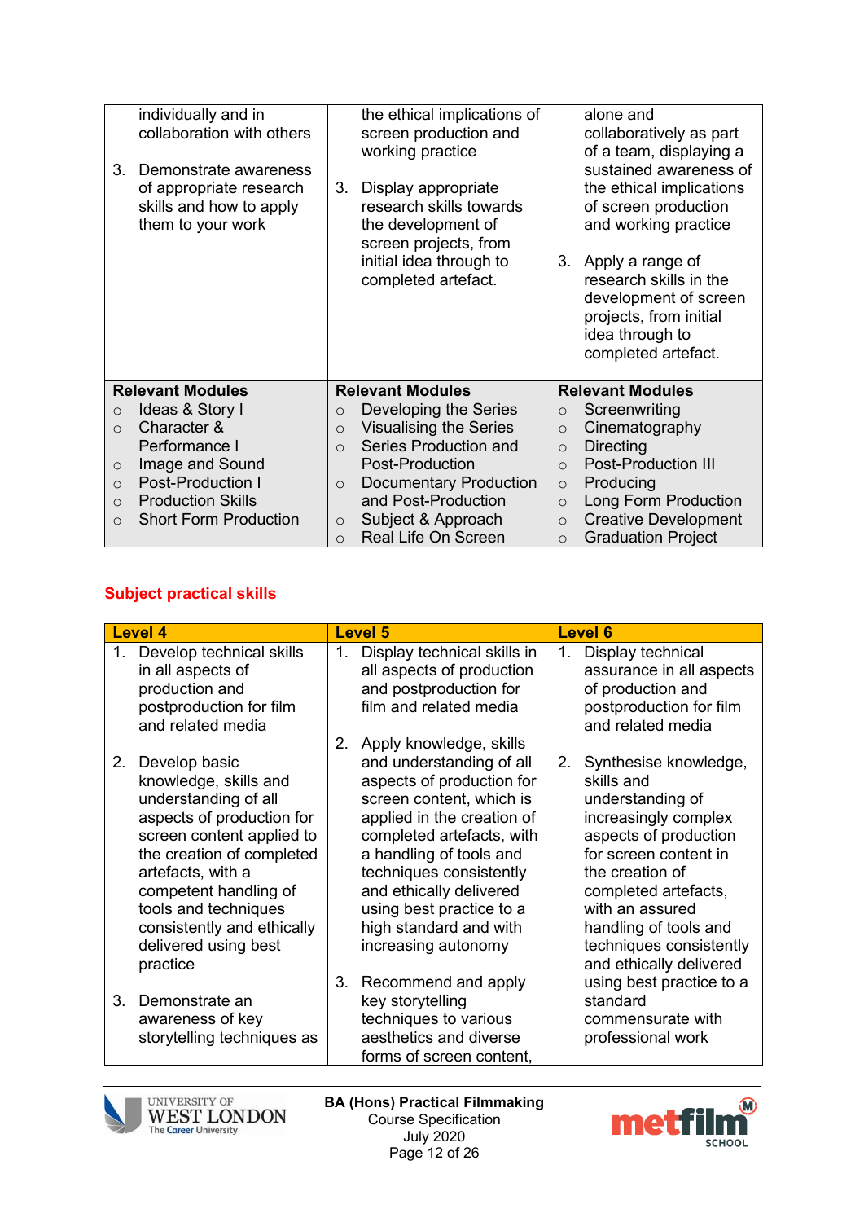| | | |
|---|---|---|
| individually and in collaboration with others<br><br>3. Demonstrate awareness of appropriate research skills and how to apply them to your work | the ethical implications of screen production and working practice<br><br>3. Display appropriate research skills towards the development of screen projects, from initial idea through to completed artefact. | alone and collaboratively as part of a team, displaying a sustained awareness of the ethical implications of screen production and working practice<br><br>3. Apply a range of research skills in the development of screen projects, from initial idea through to completed artefact. |
| **Relevant Modules**<br>○ Ideas & Story I<br>○ Character & Performance I<br>○ Image and Sound<br>○ Post-Production I<br>○ Production Skills<br>○ Short Form Production | **Relevant Modules**<br>○ Developing the Series<br>○ Visualising the Series<br>○ Series Production and Post-Production<br>○ Documentary Production and Post-Production<br>○ Subject & Approach<br>○ Real Life On Screen | **Relevant Modules**<br>○ Screenwriting<br>○ Cinematography<br>○ Directing<br>○ Post-Production III<br>○ Producing<br>○ Long Form Production<br>○ Creative Development<br>○ Graduation Project |

## Subject practical skills

| Level 4 | Level 5 | Level 6 |
|---|---|---|
| 1. Develop technical skills in all aspects of production and postproduction for film and related media<br><br>2. Develop basic knowledge, skills and understanding of all aspects of production for screen content applied to the creation of completed artefacts, with a competent handling of tools and techniques consistently and ethically delivered using best practice<br><br>3. Demonstrate an awareness of key storytelling techniques as | 1. Display technical skills in all aspects of production and postproduction for film and related media<br><br>2. Apply knowledge, skills and understanding of all aspects of production for screen content, which is applied in the creation of completed artefacts, with a handling of tools and techniques consistently and ethically delivered using best practice to a high standard and with increasing autonomy<br><br>3. Recommend and apply key storytelling techniques to various aesthetics and diverse forms of screen content, | 1. Display technical assurance in all aspects of production and postproduction for film and related media<br><br>2. Synthesise knowledge, skills and understanding of increasingly complex aspects of production for screen content in the creation of completed artefacts, with an assured handling of tools and techniques consistently and ethically delivered using best practice to a standard commensurate with professional work |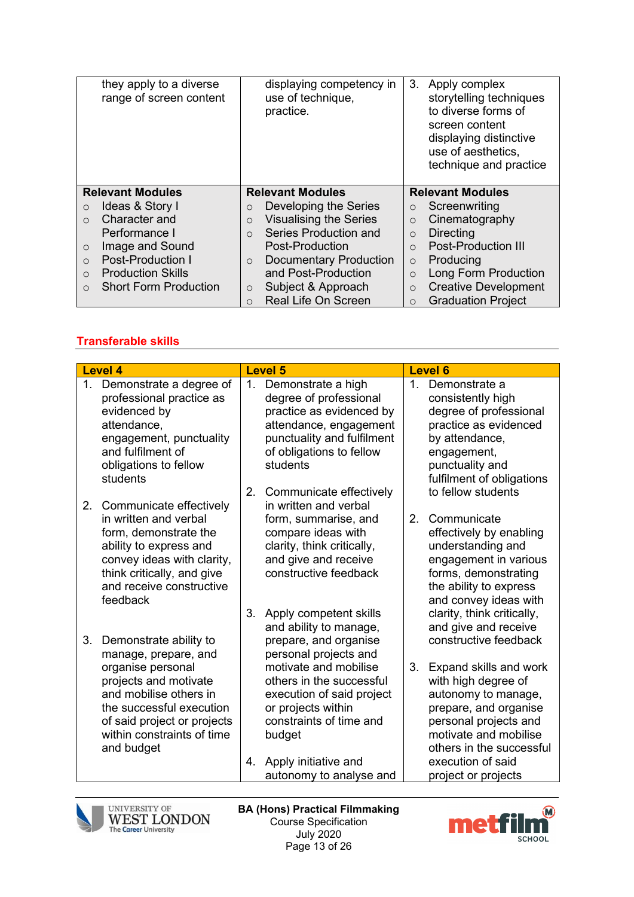| | | |
|---|---|---|
| they apply to a diverse range of screen content | displaying competency in use of technique, practice. | 3. Apply complex storytelling techniques to diverse forms of screen content displaying distinctive use of aesthetics, technique and practice |
| **Relevant Modules**<br>○ Ideas & Story I<br>○ Character and Performance I<br>○ Image and Sound<br>○ Post-Production I<br>○ Production Skills<br>○ Short Form Production | **Relevant Modules**<br>○ Developing the Series<br>○ Visualising the Series<br>○ Series Production and Post-Production<br>○ Documentary Production and Post-Production<br>○ Subject & Approach<br>○ Real Life On Screen | **Relevant Modules**<br>○ Screenwriting<br>○ Cinematography<br>○ Directing<br>○ Post-Production III<br>○ Producing<br>○ Long Form Production<br>○ Creative Development<br>○ Graduation Project |

## Transferable skills

| Level 4 | Level 5 | Level 6 |
|---|---|---|
| 1. Demonstrate a degree of professional practice as evidenced by attendance, engagement, punctuality and fulfilment of obligations to fellow students<br><br>2. Communicate effectively in written and verbal form, demonstrate the ability to express and convey ideas with clarity, think critically, and give and receive constructive feedback<br><br>3. Demonstrate ability to manage, prepare, and organise personal projects and motivate and mobilise others in the successful execution of said project or projects within constraints of time and budget | 1. Demonstrate a high degree of professional practice as evidenced by attendance, engagement punctuality and fulfilment of obligations to fellow students<br><br>2. Communicate effectively in written and verbal form, summarise, and compare ideas with clarity, think critically, and give and receive constructive feedback<br><br>3. Apply competent skills and ability to manage, prepare, and organise personal projects and motivate and mobilise others in the successful execution of said project or projects within constraints of time and budget<br><br>4. Apply initiative and autonomy to analyse and | 1. Demonstrate a consistently high degree of professional practice as evidenced by attendance, engagement, punctuality and fulfilment of obligations to fellow students<br><br>2. Communicate effectively by enabling understanding and engagement in various forms, demonstrating the ability to express and convey ideas with clarity, think critically, and give and receive constructive feedback<br><br>3. Expand skills and work with high degree of autonomy to manage, prepare, and organise personal projects and motivate and mobilise others in the successful execution of said project or projects |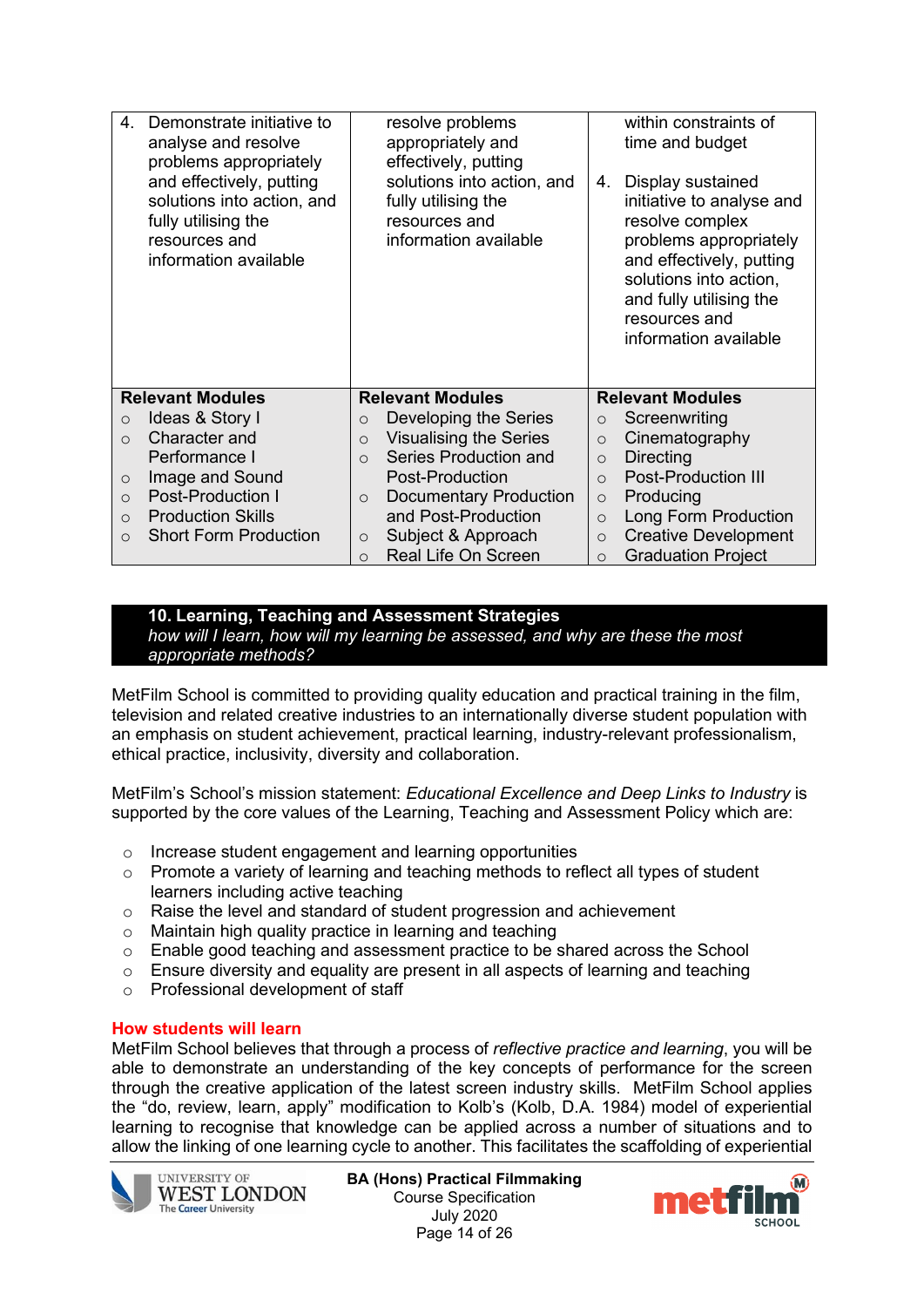| 4. Demonstrate initiative to analyse and resolve problems appropriately and effectively, putting solutions into action, and fully utilising the resources and information available | resolve problems appropriately and effectively, putting solutions into action, and fully utilising the resources and information available | within constraints of time and budget<br><br>4. Display sustained initiative to analyse and resolve complex problems appropriately and effectively, putting solutions into action, and fully utilising the resources and information available |
|---|---|---|
| **Relevant Modules**<br>○ Ideas & Story I<br>○ Character and Performance I<br>○ Image and Sound<br>○ Post-Production I<br>○ Production Skills<br>○ Short Form Production | **Relevant Modules**<br>○ Developing the Series<br>○ Visualising the Series<br>○ Series Production and Post-Production<br>○ Documentary Production and Post-Production<br>○ Subject & Approach<br>○ Real Life On Screen | **Relevant Modules**<br>○ Screenwriting<br>○ Cinematography<br>○ Directing<br>○ Post-Production III<br>○ Producing<br>○ Long Form Production<br>○ Creative Development<br>○ Graduation Project |

## 10. Learning, Teaching and Assessment Strategies

*how will I learn, how will my learning be assessed, and why are these the most appropriate methods?*

MetFilm School is committed to providing quality education and practical training in the film, television and related creative industries to an internationally diverse student population with an emphasis on student achievement, practical learning, industry-relevant professionalism, ethical practice, inclusivity, diversity and collaboration.

MetFilm's School's mission statement: *Educational Excellence and Deep Links to Industry* is supported by the core values of the Learning, Teaching and Assessment Policy which are:

- Increase student engagement and learning opportunities
- Promote a variety of learning and teaching methods to reflect all types of student learners including active teaching
- Raise the level and standard of student progression and achievement
- Maintain high quality practice in learning and teaching
- Enable good teaching and assessment practice to be shared across the School
- Ensure diversity and equality are present in all aspects of learning and teaching
- Professional development of staff

### How students will learn

MetFilm School believes that through a process of *reflective practice and learning*, you will be able to demonstrate an understanding of the key concepts of performance for the screen through the creative application of the latest screen industry skills. MetFilm School applies the "do, review, learn, apply" modification to Kolb's (Kolb, D.A. 1984) model of experiential learning to recognise that knowledge can be applied across a number of situations and to allow the linking of one learning cycle to another. This facilitates the scaffolding of experiential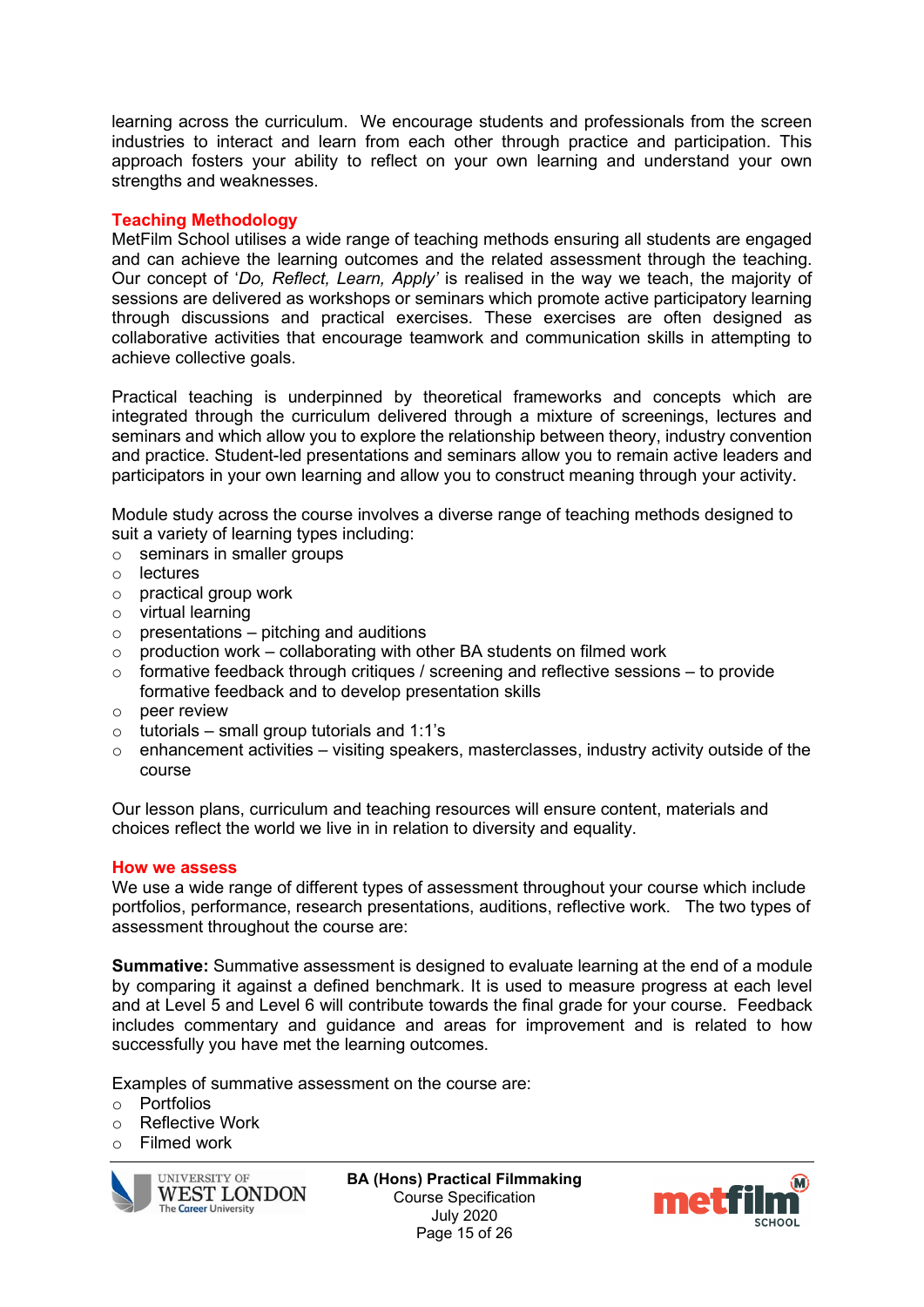learning across the curriculum. We encourage students and professionals from the screen industries to interact and learn from each other through practice and participation. This approach fosters your ability to reflect on your own learning and understand your own strengths and weaknesses.

## Teaching Methodology

MetFilm School utilises a wide range of teaching methods ensuring all students are engaged and can achieve the learning outcomes and the related assessment through the teaching. Our concept of '*Do, Reflect, Learn, Apply'* is realised in the way we teach, the majority of sessions are delivered as workshops or seminars which promote active participatory learning through discussions and practical exercises. These exercises are often designed as collaborative activities that encourage teamwork and communication skills in attempting to achieve collective goals.

Practical teaching is underpinned by theoretical frameworks and concepts which are integrated through the curriculum delivered through a mixture of screenings, lectures and seminars and which allow you to explore the relationship between theory, industry convention and practice. Student-led presentations and seminars allow you to remain active leaders and participators in your own learning and allow you to construct meaning through your activity.

Module study across the course involves a diverse range of teaching methods designed to suit a variety of learning types including:

- seminars in smaller groups
- lectures
- practical group work
- virtual learning
- presentations – pitching and auditions
- production work – collaborating with other BA students on filmed work
- formative feedback through critiques / screening and reflective sessions – to provide formative feedback and to develop presentation skills
- peer review
- tutorials – small group tutorials and 1:1's
- enhancement activities – visiting speakers, masterclasses, industry activity outside of the course

Our lesson plans, curriculum and teaching resources will ensure content, materials and choices reflect the world we live in in relation to diversity and equality.

## How we assess

We use a wide range of different types of assessment throughout your course which include portfolios, performance, research presentations, auditions, reflective work. The two types of assessment throughout the course are:

**Summative:** Summative assessment is designed to evaluate learning at the end of a module by comparing it against a defined benchmark. It is used to measure progress at each level and at Level 5 and Level 6 will contribute towards the final grade for your course. Feedback includes commentary and guidance and areas for improvement and is related to how successfully you have met the learning outcomes.

Examples of summative assessment on the course are:

- Portfolios
- Reflective Work
- Filmed work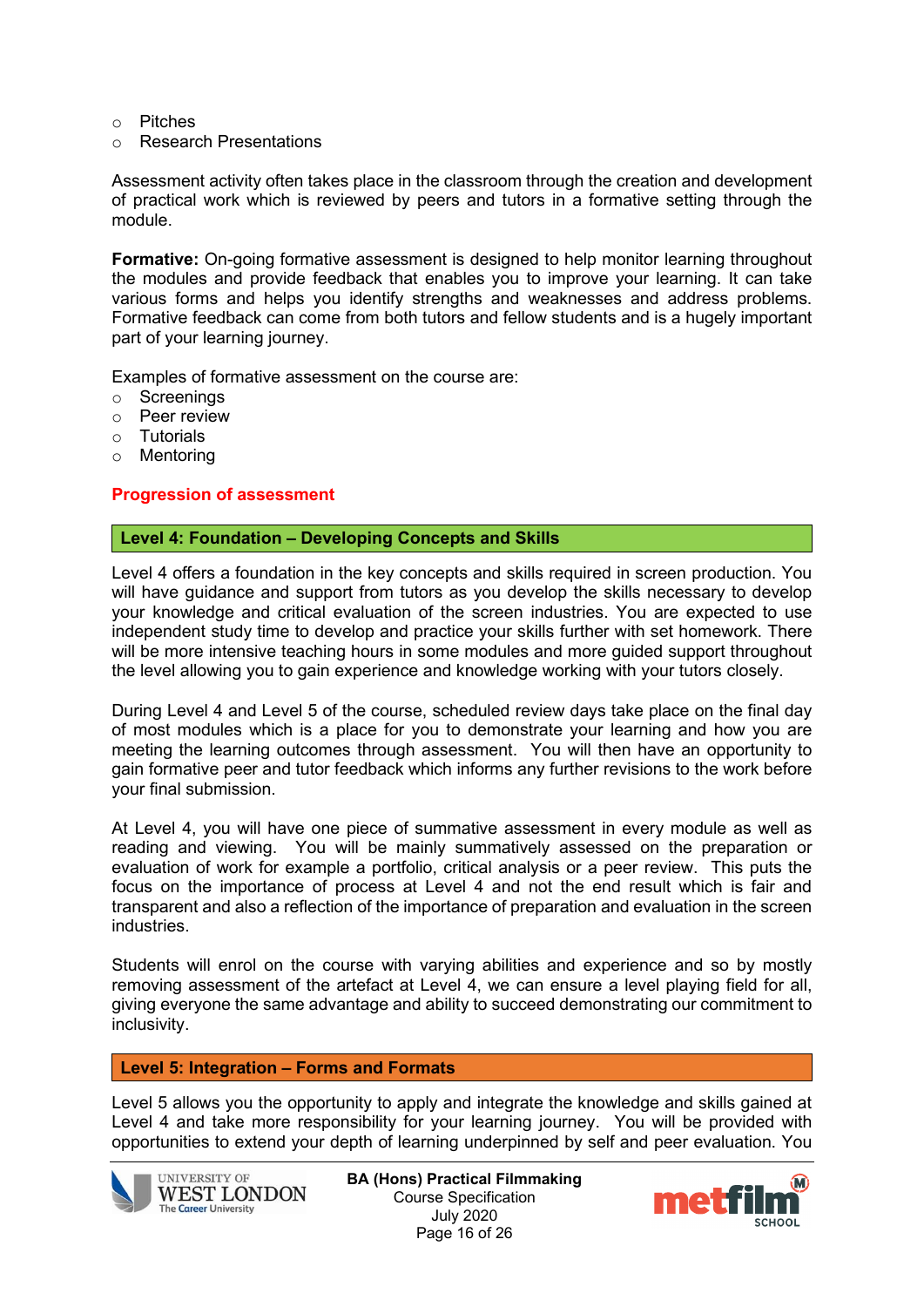- Pitches
- Research Presentations

Assessment activity often takes place in the classroom through the creation and development of practical work which is reviewed by peers and tutors in a formative setting through the module.

**Formative:** On-going formative assessment is designed to help monitor learning throughout the modules and provide feedback that enables you to improve your learning. It can take various forms and helps you identify strengths and weaknesses and address problems. Formative feedback can come from both tutors and fellow students and is a hugely important part of your learning journey.

Examples of formative assessment on the course are:

- Screenings
- Peer review
- Tutorials
- Mentoring

## Progression of assessment

### Level 4: Foundation – Developing Concepts and Skills

Level 4 offers a foundation in the key concepts and skills required in screen production. You will have guidance and support from tutors as you develop the skills necessary to develop your knowledge and critical evaluation of the screen industries. You are expected to use independent study time to develop and practice your skills further with set homework. There will be more intensive teaching hours in some modules and more guided support throughout the level allowing you to gain experience and knowledge working with your tutors closely.

During Level 4 and Level 5 of the course, scheduled review days take place on the final day of most modules which is a place for you to demonstrate your learning and how you are meeting the learning outcomes through assessment. You will then have an opportunity to gain formative peer and tutor feedback which informs any further revisions to the work before your final submission.

At Level 4, you will have one piece of summative assessment in every module as well as reading and viewing. You will be mainly summatively assessed on the preparation or evaluation of work for example a portfolio, critical analysis or a peer review. This puts the focus on the importance of process at Level 4 and not the end result which is fair and transparent and also a reflection of the importance of preparation and evaluation in the screen industries.

Students will enrol on the course with varying abilities and experience and so by mostly removing assessment of the artefact at Level 4, we can ensure a level playing field for all, giving everyone the same advantage and ability to succeed demonstrating our commitment to inclusivity.

### Level 5: Integration – Forms and Formats

Level 5 allows you the opportunity to apply and integrate the knowledge and skills gained at Level 4 and take more responsibility for your learning journey. You will be provided with opportunities to extend your depth of learning underpinned by self and peer evaluation. You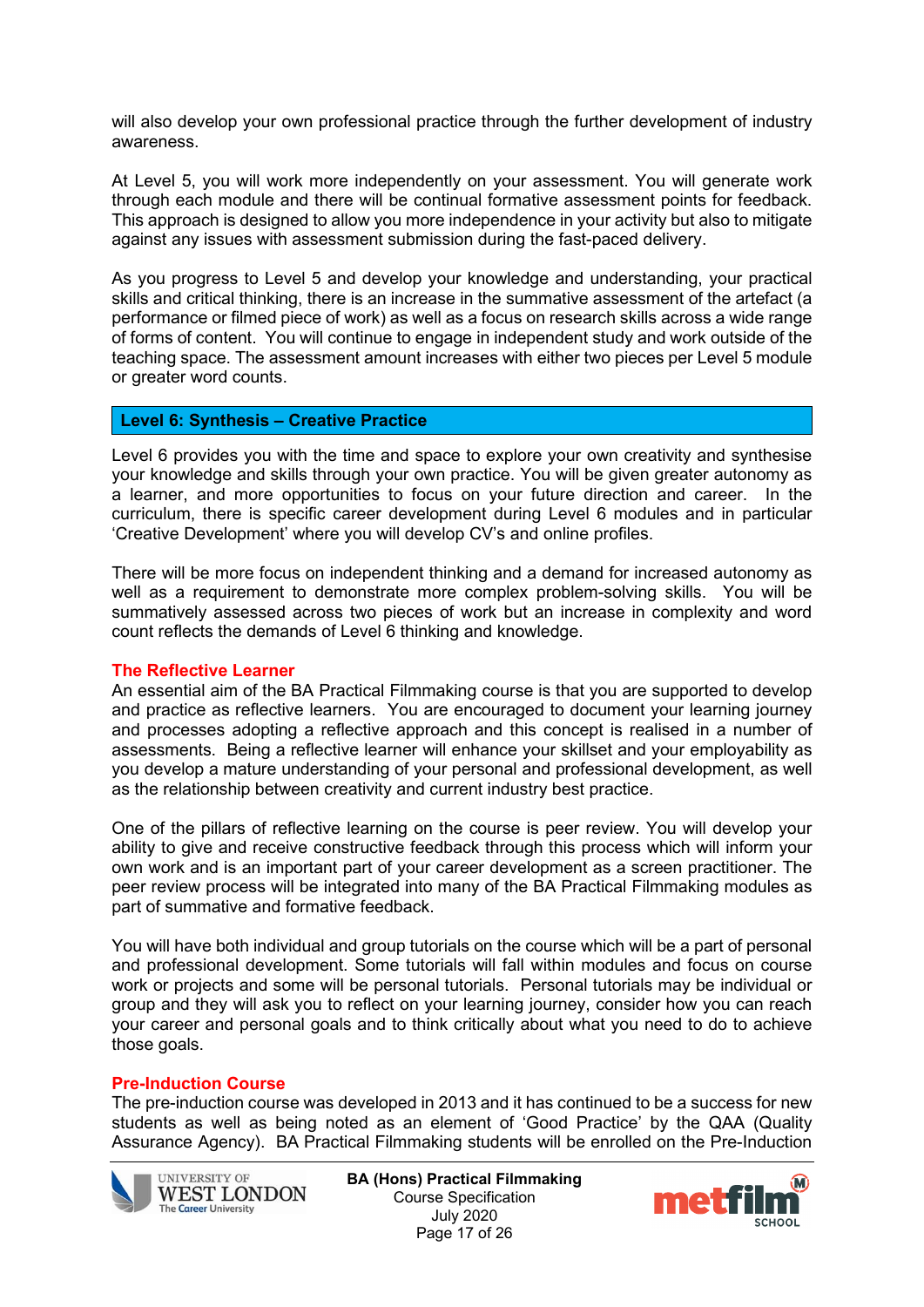will also develop your own professional practice through the further development of industry awareness.

At Level 5, you will work more independently on your assessment. You will generate work through each module and there will be continual formative assessment points for feedback. This approach is designed to allow you more independence in your activity but also to mitigate against any issues with assessment submission during the fast-paced delivery.

As you progress to Level 5 and develop your knowledge and understanding, your practical skills and critical thinking, there is an increase in the summative assessment of the artefact (a performance or filmed piece of work) as well as a focus on research skills across a wide range of forms of content. You will continue to engage in independent study and work outside of the teaching space. The assessment amount increases with either two pieces per Level 5 module or greater word counts.

### Level 6: Synthesis – Creative Practice

Level 6 provides you with the time and space to explore your own creativity and synthesise your knowledge and skills through your own practice. You will be given greater autonomy as a learner, and more opportunities to focus on your future direction and career. In the curriculum, there is specific career development during Level 6 modules and in particular 'Creative Development' where you will develop CV's and online profiles.

There will be more focus on independent thinking and a demand for increased autonomy as well as a requirement to demonstrate more complex problem-solving skills. You will be summatively assessed across two pieces of work but an increase in complexity and word count reflects the demands of Level 6 thinking and knowledge.

### The Reflective Learner

An essential aim of the BA Practical Filmmaking course is that you are supported to develop and practice as reflective learners. You are encouraged to document your learning journey and processes adopting a reflective approach and this concept is realised in a number of assessments. Being a reflective learner will enhance your skillset and your employability as you develop a mature understanding of your personal and professional development, as well as the relationship between creativity and current industry best practice.

One of the pillars of reflective learning on the course is peer review. You will develop your ability to give and receive constructive feedback through this process which will inform your own work and is an important part of your career development as a screen practitioner. The peer review process will be integrated into many of the BA Practical Filmmaking modules as part of summative and formative feedback.

You will have both individual and group tutorials on the course which will be a part of personal and professional development. Some tutorials will fall within modules and focus on course work or projects and some will be personal tutorials. Personal tutorials may be individual or group and they will ask you to reflect on your learning journey, consider how you can reach your career and personal goals and to think critically about what you need to do to achieve those goals.

### Pre-Induction Course

The pre-induction course was developed in 2013 and it has continued to be a success for new students as well as being noted as an element of 'Good Practice' by the QAA (Quality Assurance Agency). BA Practical Filmmaking students will be enrolled on the Pre-Induction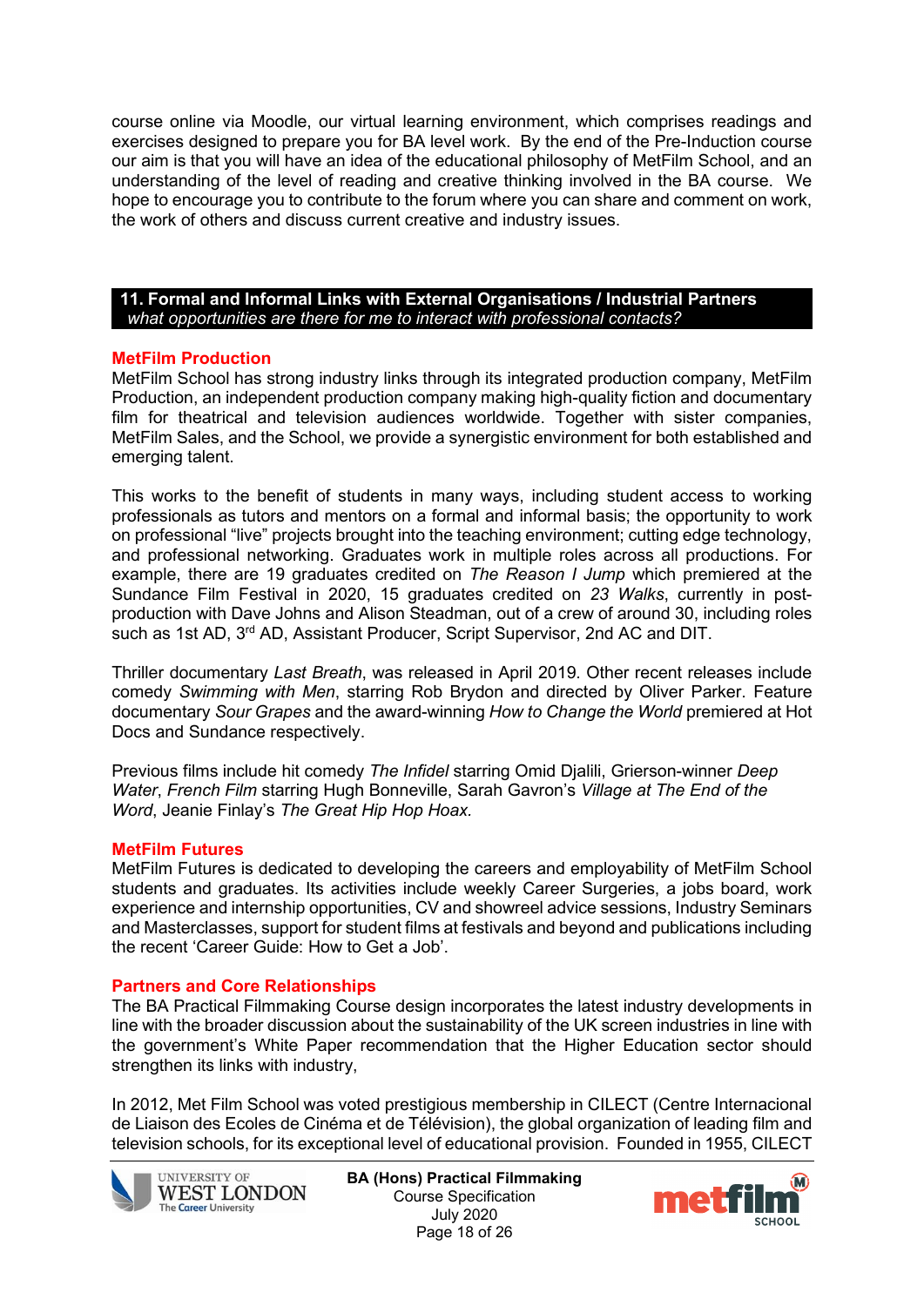course online via Moodle, our virtual learning environment, which comprises readings and exercises designed to prepare you for BA level work. By the end of the Pre-Induction course our aim is that you will have an idea of the educational philosophy of MetFilm School, and an understanding of the level of reading and creative thinking involved in the BA course. We hope to encourage you to contribute to the forum where you can share and comment on work, the work of others and discuss current creative and industry issues.

## 11. Formal and Informal Links with External Organisations / Industrial Partners

*what opportunities are there for me to interact with professional contacts?*

### MetFilm Production

MetFilm School has strong industry links through its integrated production company, MetFilm Production, an independent production company making high-quality fiction and documentary film for theatrical and television audiences worldwide. Together with sister companies, MetFilm Sales, and the School, we provide a synergistic environment for both established and emerging talent.

This works to the benefit of students in many ways, including student access to working professionals as tutors and mentors on a formal and informal basis; the opportunity to work on professional "live" projects brought into the teaching environment; cutting edge technology, and professional networking. Graduates work in multiple roles across all productions. For example, there are 19 graduates credited on *The Reason I Jump* which premiered at the Sundance Film Festival in 2020, 15 graduates credited on *23 Walks*, currently in post-production with Dave Johns and Alison Steadman, out of a crew of around 30, including roles such as 1st AD, 3rd AD, Assistant Producer, Script Supervisor, 2nd AC and DIT.

Thriller documentary *Last Breath*, was released in April 2019. Other recent releases include comedy *Swimming with Men*, starring Rob Brydon and directed by Oliver Parker. Feature documentary *Sour Grapes* and the award-winning *How to Change the World* premiered at Hot Docs and Sundance respectively.

Previous films include hit comedy *The Infidel* starring Omid Djalili, Grierson-winner *Deep Water*, *French Film* starring Hugh Bonneville, Sarah Gavron's *Village at The End of the Word*, Jeanie Finlay's *The Great Hip Hop Hoax.*

### MetFilm Futures

MetFilm Futures is dedicated to developing the careers and employability of MetFilm School students and graduates. Its activities include weekly Career Surgeries, a jobs board, work experience and internship opportunities, CV and showreel advice sessions, Industry Seminars and Masterclasses, support for student films at festivals and beyond and publications including the recent 'Career Guide: How to Get a Job'.

### Partners and Core Relationships

The BA Practical Filmmaking Course design incorporates the latest industry developments in line with the broader discussion about the sustainability of the UK screen industries in line with the government's White Paper recommendation that the Higher Education sector should strengthen its links with industry,

In 2012, Met Film School was voted prestigious membership in CILECT (Centre Internacional de Liaison des Ecoles de Cinéma et de Télévision), the global organization of leading film and television schools, for its exceptional level of educational provision. Founded in 1955, CILECT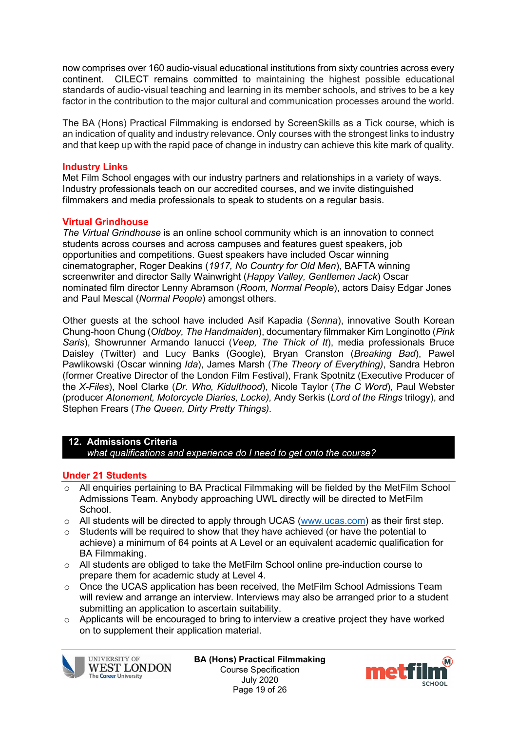now comprises over 160 audio-visual educational institutions from sixty countries across every continent. CILECT remains committed to maintaining the highest possible educational standards of audio-visual teaching and learning in its member schools, and strives to be a key factor in the contribution to the major cultural and communication processes around the world.

The BA (Hons) Practical Filmmaking is endorsed by ScreenSkills as a Tick course, which is an indication of quality and industry relevance. Only courses with the strongest links to industry and that keep up with the rapid pace of change in industry can achieve this kite mark of quality.

**Industry Links**

Met Film School engages with our industry partners and relationships in a variety of ways. Industry professionals teach on our accredited courses, and we invite distinguished filmmakers and media professionals to speak to students on a regular basis.

**Virtual Grindhouse**

*The Virtual Grindhouse* is an online school community which is an innovation to connect students across courses and across campuses and features guest speakers, job opportunities and competitions. Guest speakers have included Oscar winning cinematographer, Roger Deakins (*1917, No Country for Old Men*), BAFTA winning screenwriter and director Sally Wainwright (*Happy Valley, Gentlemen Jack*) Oscar nominated film director Lenny Abramson (*Room, Normal People*), actors Daisy Edgar Jones and Paul Mescal (*Normal People*) amongst others.

Other guests at the school have included Asif Kapadia (*Senna*), innovative South Korean Chung-hoon Chung (*Oldboy, The Handmaiden*), documentary filmmaker Kim Longinotto (*Pink Saris*), Showrunner Armando Iannucci (*Veep, The Thick of It*), media professionals Bruce Daisley (Twitter) and Lucy Banks (Google), Bryan Cranston (*Breaking Bad*), Pawel Pawlikowski (Oscar winning *Ida*), James Marsh (*The Theory of Everything)*, Sandra Hebron (former Creative Director of the London Film Festival), Frank Spotnitz (Executive Producer of the *X-Files*), Noel Clarke (*Dr. Who, Kidulthood*), Nicole Taylor (*The C Word*), Paul Webster (producer *Atonement, Motorcycle Diaries, Locke),* Andy Serkis (*Lord of the Rings* trilogy), and Stephen Frears (*The Queen, Dirty Pretty Things)*.

## 12. Admissions Criteria

*what qualifications and experience do I need to get onto the course?*

**Under 21 Students**

- All enquiries pertaining to BA Practical Filmmaking will be fielded by the MetFilm School Admissions Team. Anybody approaching UWL directly will be directed to MetFilm School.
- All students will be directed to apply through UCAS (www.ucas.com) as their first step.
- Students will be required to show that they have achieved (or have the potential to achieve) a minimum of 64 points at A Level or an equivalent academic qualification for BA Filmmaking.
- All students are obliged to take the MetFilm School online pre-induction course to prepare them for academic study at Level 4.
- Once the UCAS application has been received, the MetFilm School Admissions Team will review and arrange an interview. Interviews may also be arranged prior to a student submitting an application to ascertain suitability.
- Applicants will be encouraged to bring to interview a creative project they have worked on to supplement their application material.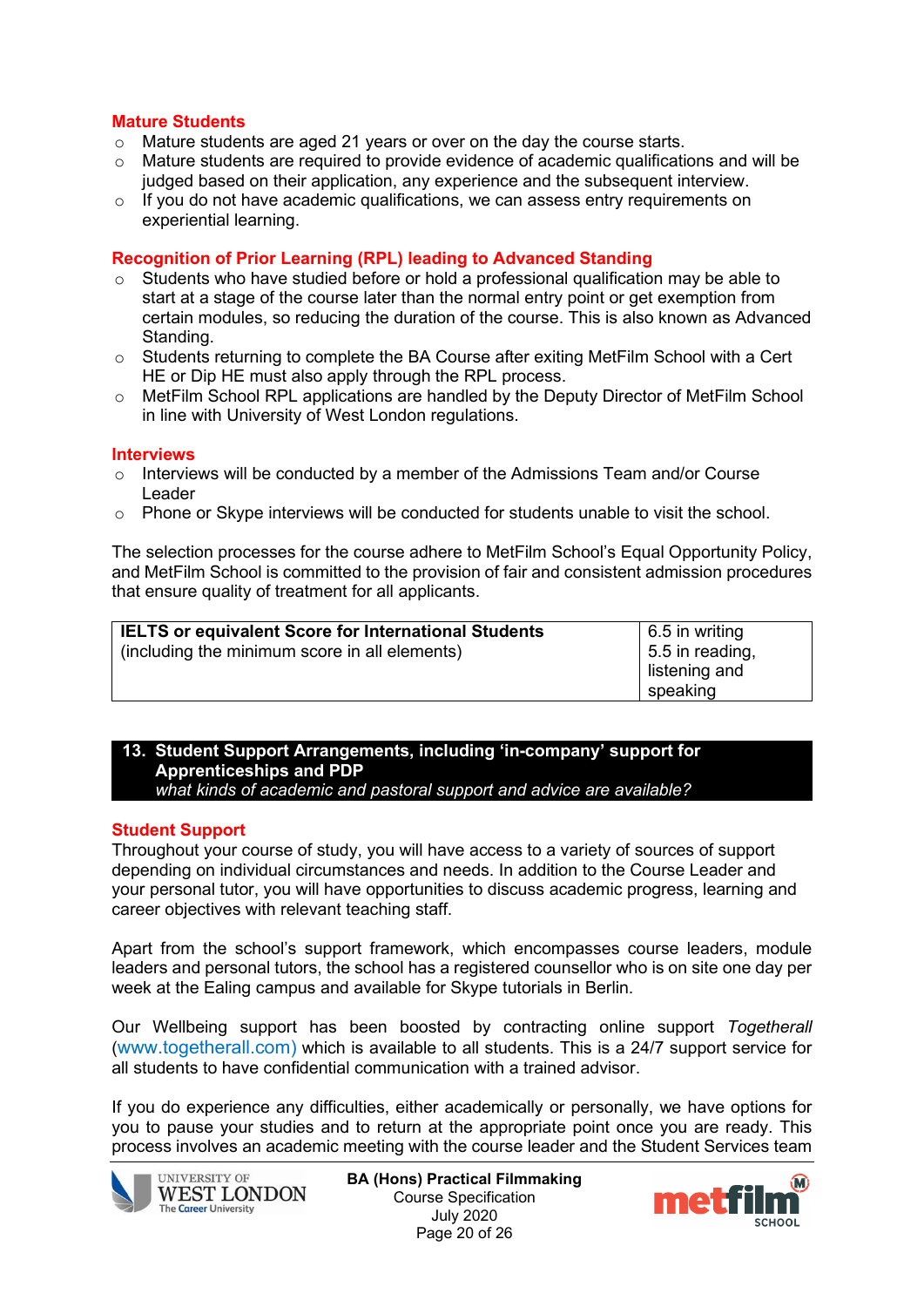### Mature Students

- Mature students are aged 21 years or over on the day the course starts.
- Mature students are required to provide evidence of academic qualifications and will be judged based on their application, any experience and the subsequent interview.
- If you do not have academic qualifications, we can assess entry requirements on experiential learning.

### Recognition of Prior Learning (RPL) leading to Advanced Standing

- Students who have studied before or hold a professional qualification may be able to start at a stage of the course later than the normal entry point or get exemption from certain modules, so reducing the duration of the course. This is also known as Advanced Standing.
- Students returning to complete the BA Course after exiting MetFilm School with a Cert HE or Dip HE must also apply through the RPL process.
- MetFilm School RPL applications are handled by the Deputy Director of MetFilm School in line with University of West London regulations.

### Interviews

- Interviews will be conducted by a member of the Admissions Team and/or Course Leader
- Phone or Skype interviews will be conducted for students unable to visit the school.

The selection processes for the course adhere to MetFilm School's Equal Opportunity Policy, and MetFilm School is committed to the provision of fair and consistent admission procedures that ensure quality of treatment for all applicants.

| **IELTS or equivalent Score for International Students** (including the minimum score in all elements) | 6.5 in writing 5.5 in reading, listening and speaking |
|---|---|

## 13. Student Support Arrangements, including 'in-company' support for Apprenticeships and PDP

*what kinds of academic and pastoral support and advice are available?*

### Student Support

Throughout your course of study, you will have access to a variety of sources of support depending on individual circumstances and needs. In addition to the Course Leader and your personal tutor, you will have opportunities to discuss academic progress, learning and career objectives with relevant teaching staff.

Apart from the school's support framework, which encompasses course leaders, module leaders and personal tutors, the school has a registered counsellor who is on site one day per week at the Ealing campus and available for Skype tutorials in Berlin.

Our Wellbeing support has been boosted by contracting online support *Togetherall* (www.togetherall.com) which is available to all students. This is a 24/7 support service for all students to have confidential communication with a trained advisor.

If you do experience any difficulties, either academically or personally, we have options for you to pause your studies and to return at the appropriate point once you are ready. This process involves an academic meeting with the course leader and the Student Services team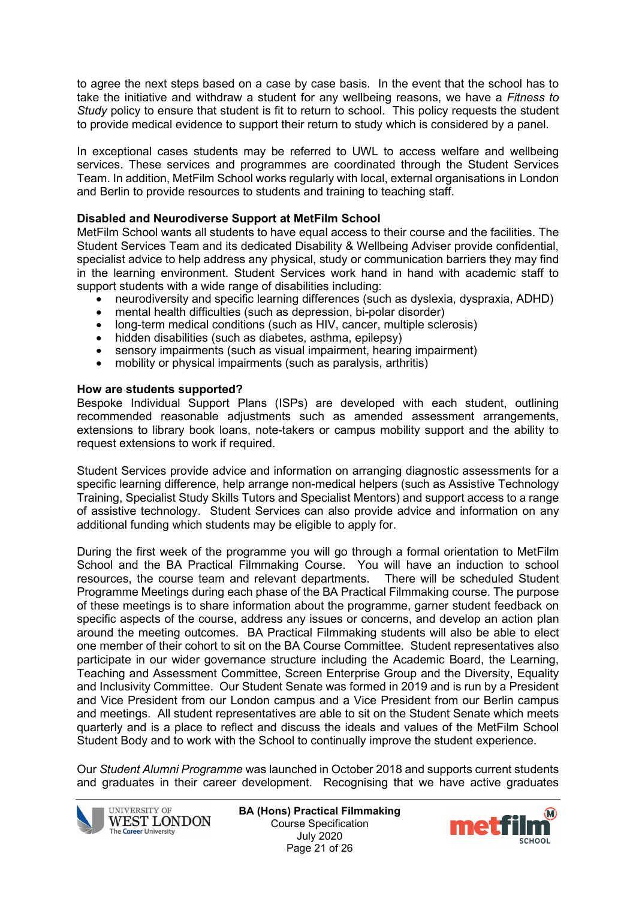to agree the next steps based on a case by case basis. In the event that the school has to take the initiative and withdraw a student for any wellbeing reasons, we have a *Fitness to Study* policy to ensure that student is fit to return to school. This policy requests the student to provide medical evidence to support their return to study which is considered by a panel.

In exceptional cases students may be referred to UWL to access welfare and wellbeing services. These services and programmes are coordinated through the Student Services Team. In addition, MetFilm School works regularly with local, external organisations in London and Berlin to provide resources to students and training to teaching staff.

**Disabled and Neurodiverse Support at MetFilm School**

MetFilm School wants all students to have equal access to their course and the facilities. The Student Services Team and its dedicated Disability & Wellbeing Adviser provide confidential, specialist advice to help address any physical, study or communication barriers they may find in the learning environment. Student Services work hand in hand with academic staff to support students with a wide range of disabilities including:

- neurodiversity and specific learning differences (such as dyslexia, dyspraxia, ADHD)
- mental health difficulties (such as depression, bi-polar disorder)
- long-term medical conditions (such as HIV, cancer, multiple sclerosis)
- hidden disabilities (such as diabetes, asthma, epilepsy)
- sensory impairments (such as visual impairment, hearing impairment)
- mobility or physical impairments (such as paralysis, arthritis)

**How are students supported?**

Bespoke Individual Support Plans (ISPs) are developed with each student, outlining recommended reasonable adjustments such as amended assessment arrangements, extensions to library book loans, note-takers or campus mobility support and the ability to request extensions to work if required.

Student Services provide advice and information on arranging diagnostic assessments for a specific learning difference, help arrange non-medical helpers (such as Assistive Technology Training, Specialist Study Skills Tutors and Specialist Mentors) and support access to a range of assistive technology. Student Services can also provide advice and information on any additional funding which students may be eligible to apply for.

During the first week of the programme you will go through a formal orientation to MetFilm School and the BA Practical Filmmaking Course. You will have an induction to school resources, the course team and relevant departments. There will be scheduled Student Programme Meetings during each phase of the BA Practical Filmmaking course. The purpose of these meetings is to share information about the programme, garner student feedback on specific aspects of the course, address any issues or concerns, and develop an action plan around the meeting outcomes. BA Practical Filmmaking students will also be able to elect one member of their cohort to sit on the BA Course Committee. Student representatives also participate in our wider governance structure including the Academic Board, the Learning, Teaching and Assessment Committee, Screen Enterprise Group and the Diversity, Equality and Inclusivity Committee. Our Student Senate was formed in 2019 and is run by a President and Vice President from our London campus and a Vice President from our Berlin campus and meetings. All student representatives are able to sit on the Student Senate which meets quarterly and is a place to reflect and discuss the ideals and values of the MetFilm School Student Body and to work with the School to continually improve the student experience.

Our *Student Alumni Programme* was launched in October 2018 and supports current students and graduates in their career development. Recognising that we have active graduates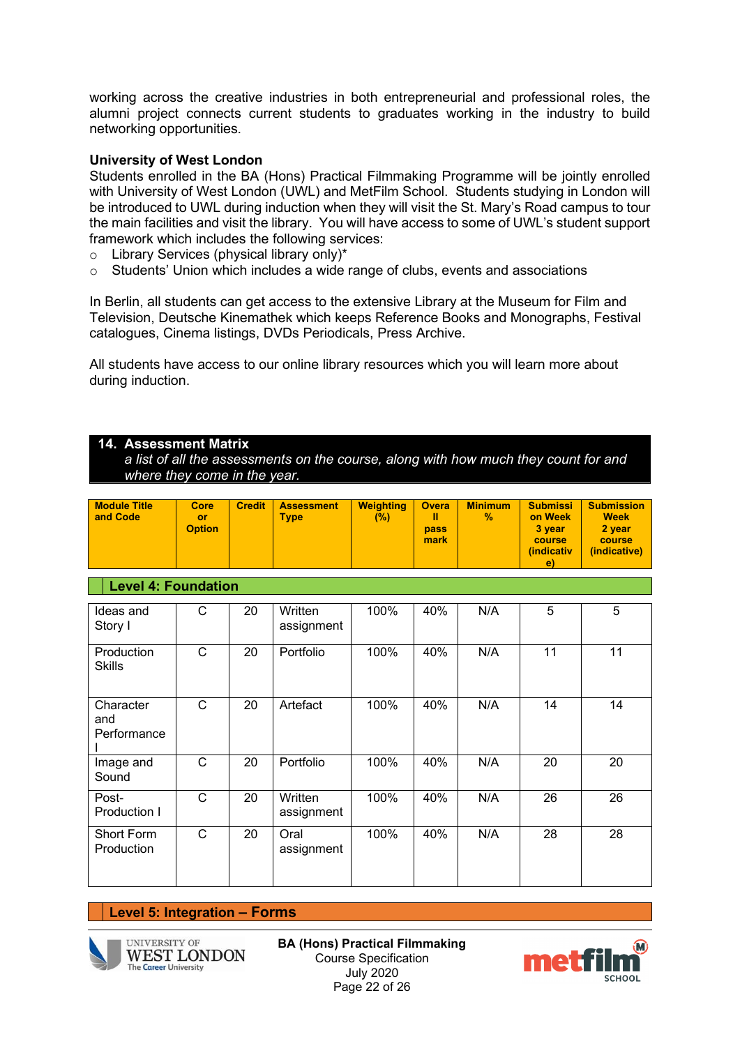working across the creative industries in both entrepreneurial and professional roles, the alumni project connects current students to graduates working in the industry to build networking opportunities.

**University of West London**
Students enrolled in the BA (Hons) Practical Filmmaking Programme will be jointly enrolled with University of West London (UWL) and MetFilm School. Students studying in London will be introduced to UWL during induction when they will visit the St. Mary's Road campus to tour the main facilities and visit the library. You will have access to some of UWL's student support framework which includes the following services:

- Library Services (physical library only)*
- Students' Union which includes a wide range of clubs, events and associations

In Berlin, all students can get access to the extensive Library at the Museum for Film and Television, Deutsche Kinemathek which keeps Reference Books and Monographs, Festival catalogues, Cinema listings, DVDs Periodicals, Press Archive.

All students have access to our online library resources which you will learn more about during induction.

## 14. Assessment Matrix

*a list of all the assessments on the course, along with how much they count for and where they come in the year.*

| Module Title and Code | Core or Option | Credit | Assessment Type | Weighting (%) | Overall pass mark | Minimum % | Submission Week 3 year course (indicative) | Submission Week 2 year course (indicative) |
|---|---|---|---|---|---|---|---|---|
| **Level 4: Foundation** | | | | | | | | |
| Ideas and Story I | C | 20 | Written assignment | 100% | 40% | N/A | 5 | 5 |
| Production Skills | C | 20 | Portfolio | 100% | 40% | N/A | 11 | 11 |
| Character and Performance I | C | 20 | Artefact | 100% | 40% | N/A | 14 | 14 |
| Image and Sound | C | 20 | Portfolio | 100% | 40% | N/A | 20 | 20 |
| Post-Production I | C | 20 | Written assignment | 100% | 40% | N/A | 26 | 26 |
| Short Form Production | C | 20 | Oral assignment | 100% | 40% | N/A | 28 | 28 |
| **Level 5: Integration – Forms** | | | | | | | | |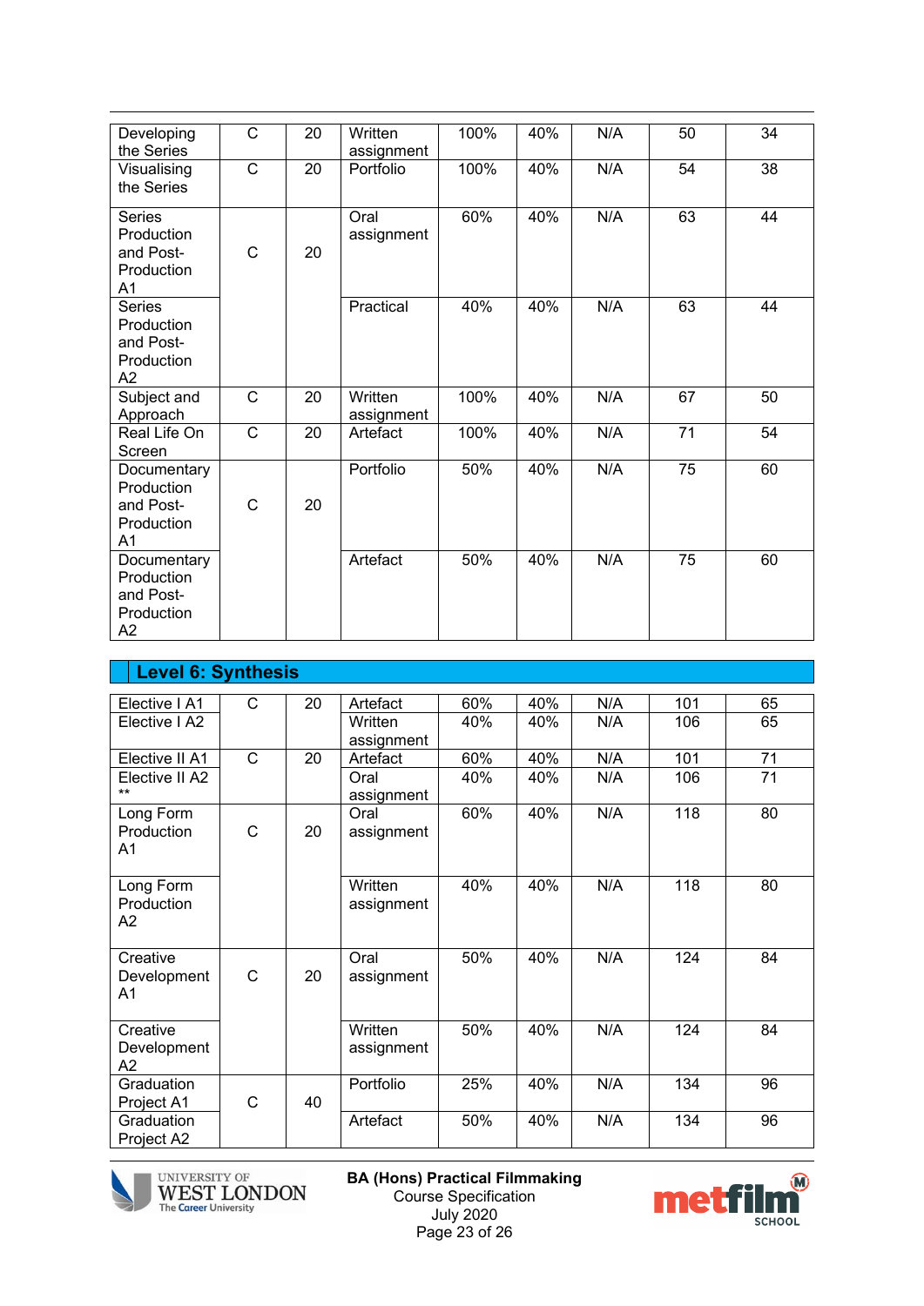| | | | | | | | | |
|---|---|---|---|---|---|---|---|---|
| Developing the Series | C | 20 | Written assignment | 100% | 40% | N/A | 50 | 34 |
| Visualising the Series | C | 20 | Portfolio | 100% | 40% | N/A | 54 | 38 |
| Series Production and Post-Production A1 | C | 20 | Oral assignment | 60% | 40% | N/A | 63 | 44 |
| Series Production and Post-Production A2 | | | Practical | 40% | 40% | N/A | 63 | 44 |
| Subject and Approach | C | 20 | Written assignment | 100% | 40% | N/A | 67 | 50 |
| Real Life On Screen | C | 20 | Artefact | 100% | 40% | N/A | 71 | 54 |
| Documentary Production and Post-Production A1 | C | 20 | Portfolio | 50% | 40% | N/A | 75 | 60 |
| Documentary Production and Post-Production A2 | | | Artefact | 50% | 40% | N/A | 75 | 60 |

## Level 6: Synthesis

| | | | | | | | | |
|---|---|---|---|---|---|---|---|---|
| Elective I A1 | C | 20 | Artefact | 60% | 40% | N/A | 101 | 65 |
| Elective I A2 | | | Written assignment | 40% | 40% | N/A | 106 | 65 |
| Elective II A1 | C | 20 | Artefact | 60% | 40% | N/A | 101 | 71 |
| Elective II A2 ** | | | Oral assignment | 40% | 40% | N/A | 106 | 71 |
| Long Form Production A1 | C | 20 | Oral assignment | 60% | 40% | N/A | 118 | 80 |
| Long Form Production A2 | | | Written assignment | 40% | 40% | N/A | 118 | 80 |
| Creative Development A1 | C | 20 | Oral assignment | 50% | 40% | N/A | 124 | 84 |
| Creative Development A2 | | | Written assignment | 50% | 40% | N/A | 124 | 84 |
| Graduation Project A1 | C | 40 | Portfolio | 25% | 40% | N/A | 134 | 96 |
| Graduation Project A2 | | | Artefact | 50% | 40% | N/A | 134 | 96 |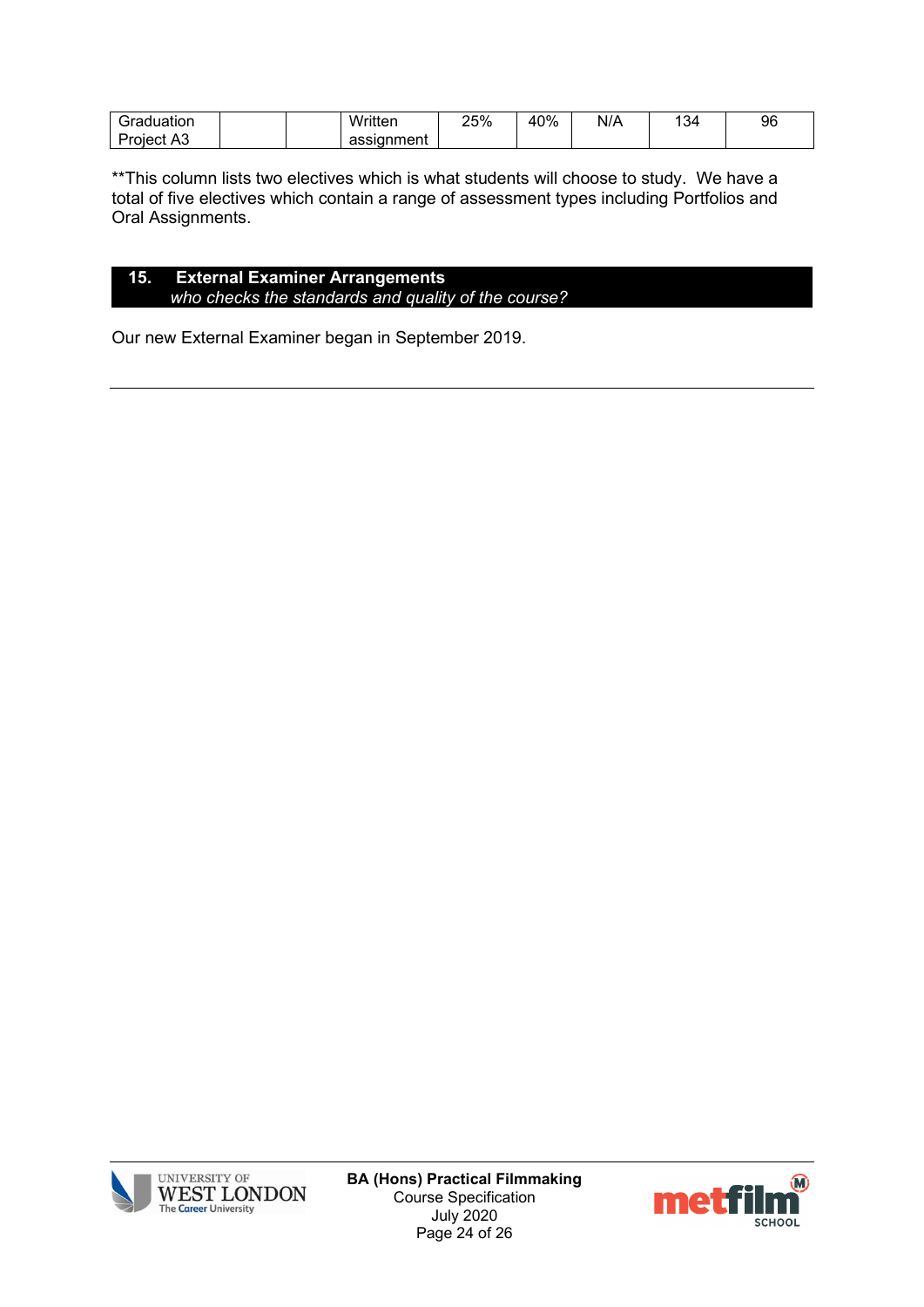| Graduation Project A3 | | | Written assignment | 25% | 40% | N/A | 134 | 96 |
|---|---|---|---|---|---|---|---|---|

**This column lists two electives which is what students will choose to study. We have a total of five electives which contain a range of assessment types including Portfolios and Oral Assignments.

## 15. External Examiner Arrangements
*who checks the standards and quality of the course?*

Our new External Examiner began in September 2019.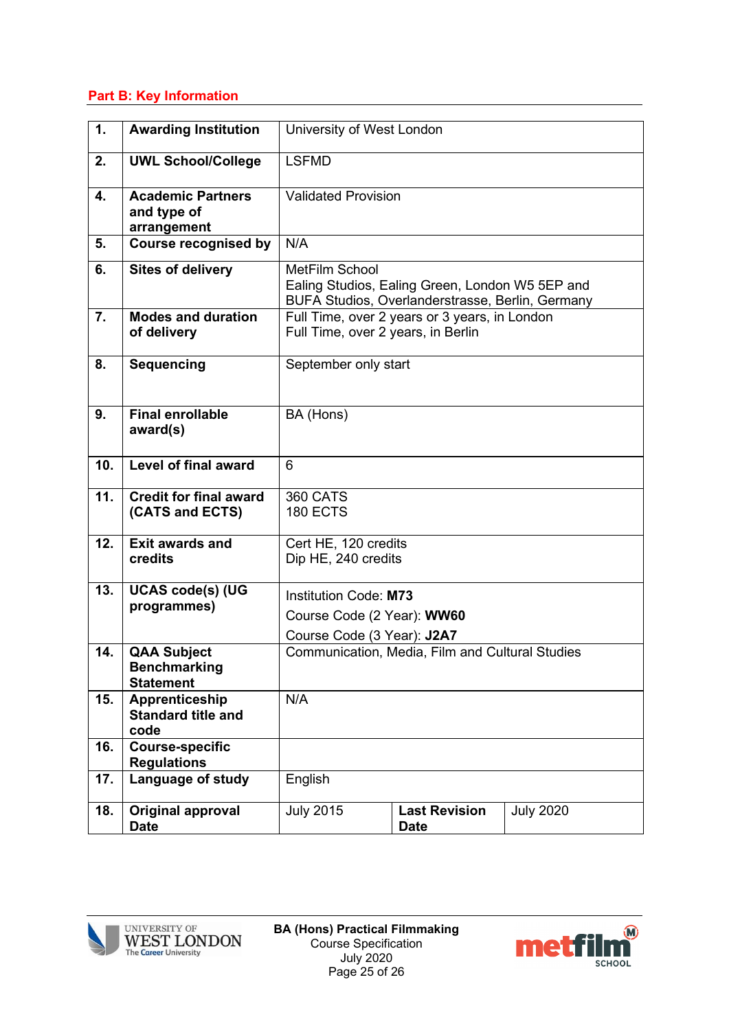## Part B: Key Information

| | | | | |
|---|---|---|---|---|
| **1.** | **Awarding Institution** | University of West London | | |
| **2.** | **UWL School/College** | LSFMD | | |
| **4.** | **Academic Partners and type of arrangement** | Validated Provision | | |
| **5.** | **Course recognised by** | N/A | | |
| **6.** | **Sites of delivery** | MetFilm School<br>Ealing Studios, Ealing Green, London W5 5EP and<br>BUFA Studios, Overlanderstrasse, Berlin, Germany | | |
| **7.** | **Modes and duration of delivery** | Full Time, over 2 years or 3 years, in London<br>Full Time, over 2 years, in Berlin | | |
| **8.** | **Sequencing** | September only start | | |
| **9.** | **Final enrollable award(s)** | BA (Hons) | | |
| **10.** | **Level of final award** | 6 | | |
| **11.** | **Credit for final award (CATS and ECTS)** | 360 CATS<br>180 ECTS | | |
| **12.** | **Exit awards and credits** | Cert HE, 120 credits<br>Dip HE, 240 credits | | |
| **13.** | **UCAS code(s) (UG programmes)** | Institution Code: **M73**<br>Course Code (2 Year): **WW60**<br>Course Code (3 Year): **J2A7** | | |
| **14.** | **QAA Subject Benchmarking Statement** | Communication, Media, Film and Cultural Studies | | |
| **15.** | **Apprenticeship Standard title and code** | N/A | | |
| **16.** | **Course-specific Regulations** | | | |
| **17.** | **Language of study** | English | | |
| **18.** | **Original approval Date** | July 2015 | **Last Revision Date** | July 2020 |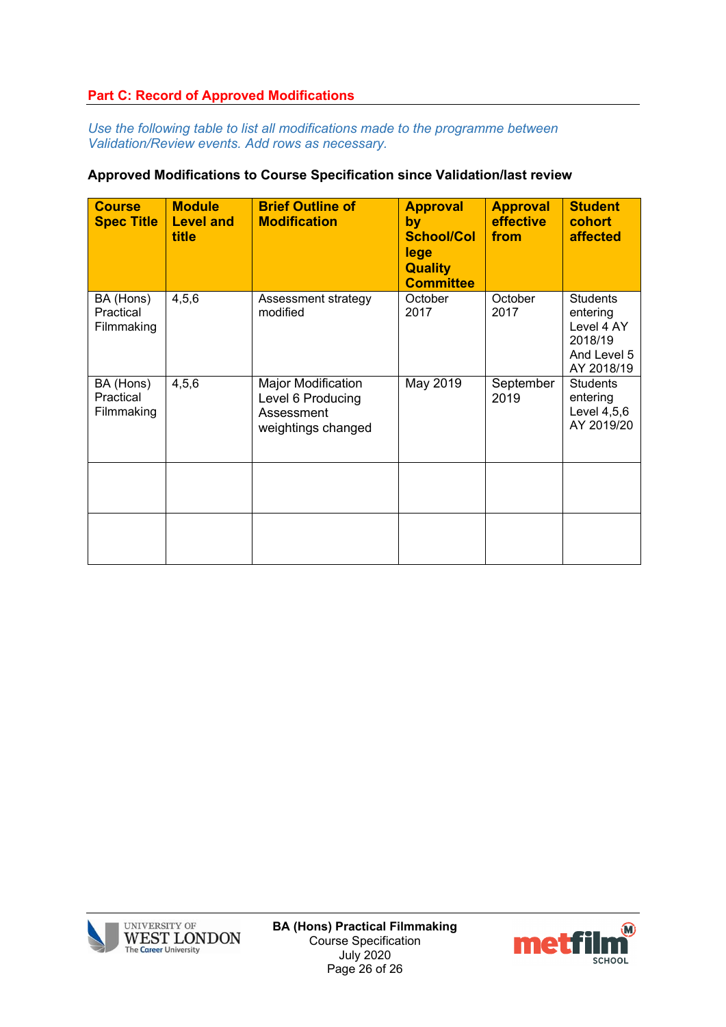## Part C: Record of Approved Modifications

*Use the following table to list all modifications made to the programme between Validation/Review events. Add rows as necessary.*

**Approved Modifications to Course Specification since Validation/last review**

| Course Spec Title | Module Level and title | Brief Outline of Modification | Approval by School/College Quality Committee | Approval effective from | Student cohort affected |
|---|---|---|---|---|---|
| BA (Hons) Practical Filmmaking | 4,5,6 | Assessment strategy modified | October 2017 | October 2017 | Students entering Level 4 AY 2018/19 And Level 5 AY 2018/19 |
| BA (Hons) Practical Filmmaking | 4,5,6 | Major Modification Level 6 Producing Assessment weightings changed | May 2019 | September 2019 | Students entering Level 4,5,6 AY 2019/20 |
| | | | | | |
| | | | | | |